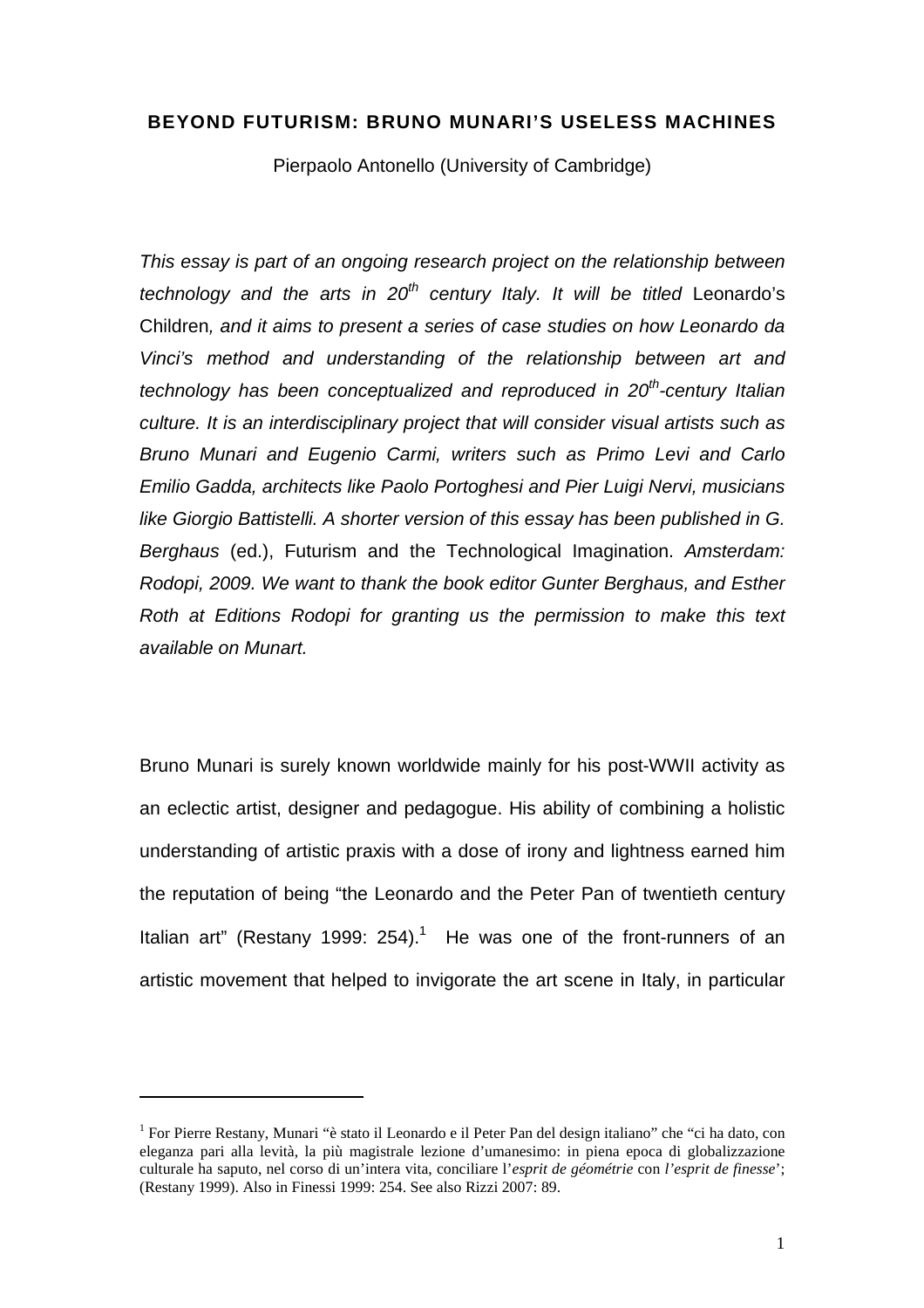# BEYOND FUTURISM: BRUNO MUNARI'S USELESS MACHINES

Pierpaolo Antonello (University of Cambridge)

*This essay is part of an ongoing research project on the relationship between technology and the arts in 20$^{th}$ century Italy. It will be titled* Leonardo's Children*, and it aims to present a series of case studies on how Leonardo da Vinci's method and understanding of the relationship between art and technology has been conceptualized and reproduced in 20$^{th}$-century Italian culture. It is an interdisciplinary project that will consider visual artists such as Bruno Munari and Eugenio Carmi, writers such as Primo Levi and Carlo Emilio Gadda, architects like Paolo Portoghesi and Pier Luigi Nervi, musicians like Giorgio Battistelli. A shorter version of this essay has been published in G. Berghaus* (ed.), Futurism and the Technological Imagination. *Amsterdam: Rodopi, 2009. We want to thank the book editor Gunter Berghaus, and Esther Roth at Editions Rodopi for granting us the permission to make this text available on Munart.*

Bruno Munari is surely known worldwide mainly for his post-WWII activity as an eclectic artist, designer and pedagogue. His ability of combining a holistic understanding of artistic praxis with a dose of irony and lightness earned him the reputation of being "the Leonardo and the Peter Pan of twentieth century Italian art" (Restany 1999: 254).[1] He was one of the front-runners of an artistic movement that helped to invigorate the art scene in Italy, in particular

---

[1] For Pierre Restany, Munari "è stato il Leonardo e il Peter Pan del design italiano" che "ci ha dato, con eleganza pari alla levità, la più magistrale lezione d'umanesimo: in piena epoca di globalizzazione culturale ha saputo, nel corso di un'intera vita, conciliare l'*esprit de géométrie* con *l'esprit de finesse*'; (Restany 1999). Also in Finessi 1999: 254. See also Rizzi 2007: 89.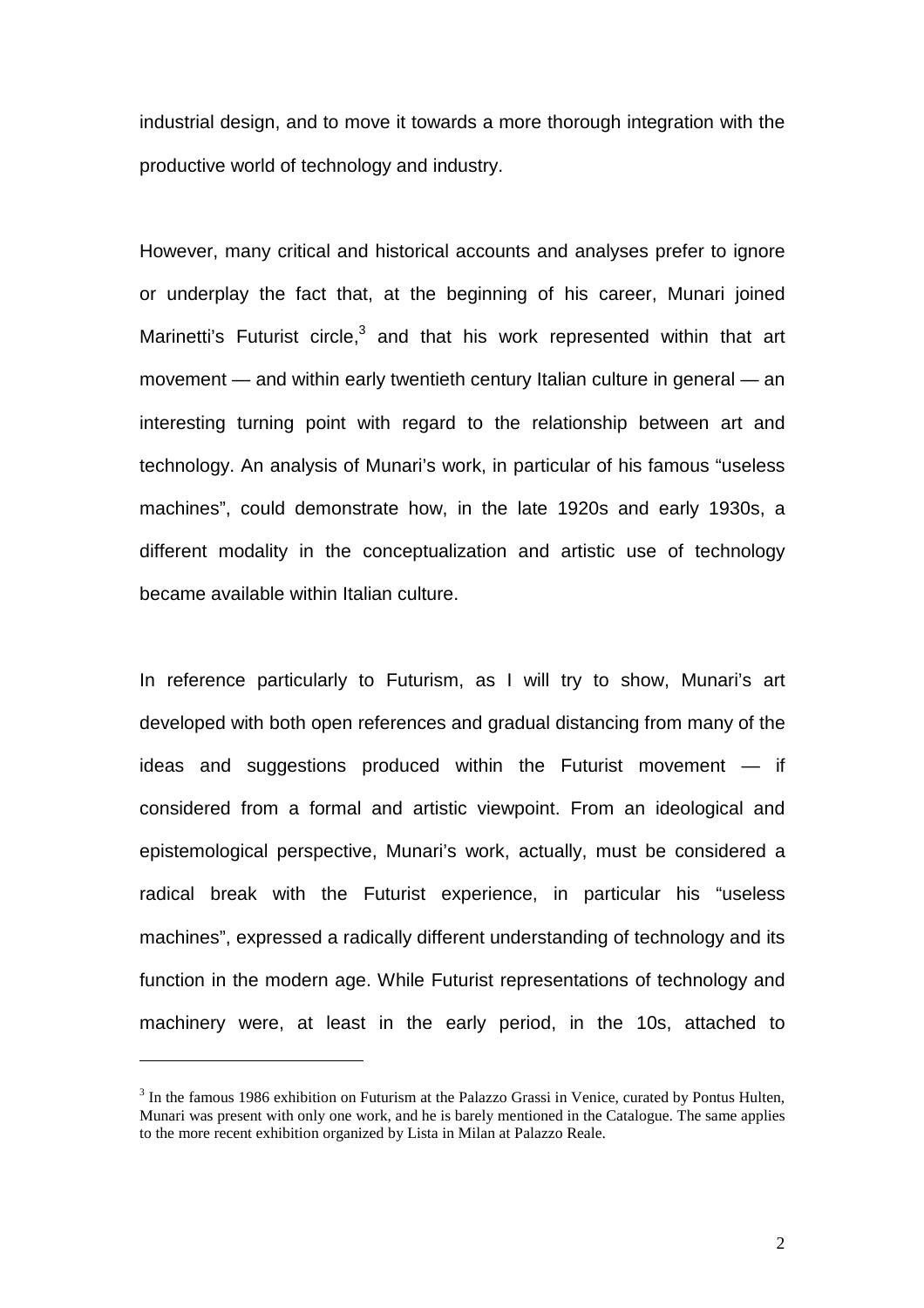industrial design, and to move it towards a more thorough integration with the productive world of technology and industry.

However, many critical and historical accounts and analyses prefer to ignore or underplay the fact that, at the beginning of his career, Munari joined Marinetti's Futurist circle,[3] and that his work represented within that art movement — and within early twentieth century Italian culture in general — an interesting turning point with regard to the relationship between art and technology. An analysis of Munari's work, in particular of his famous "useless machines", could demonstrate how, in the late 1920s and early 1930s, a different modality in the conceptualization and artistic use of technology became available within Italian culture.

In reference particularly to Futurism, as I will try to show, Munari's art developed with both open references and gradual distancing from many of the ideas and suggestions produced within the Futurist movement — if considered from a formal and artistic viewpoint. From an ideological and epistemological perspective, Munari's work, actually, must be considered a radical break with the Futurist experience, in particular his "useless machines", expressed a radically different understanding of technology and its function in the modern age. While Futurist representations of technology and machinery were, at least in the early period, in the 10s, attached to

[3] In the famous 1986 exhibition on Futurism at the Palazzo Grassi in Venice, curated by Pontus Hulten, Munari was present with only one work, and he is barely mentioned in the Catalogue. The same applies to the more recent exhibition organized by Lista in Milan at Palazzo Reale.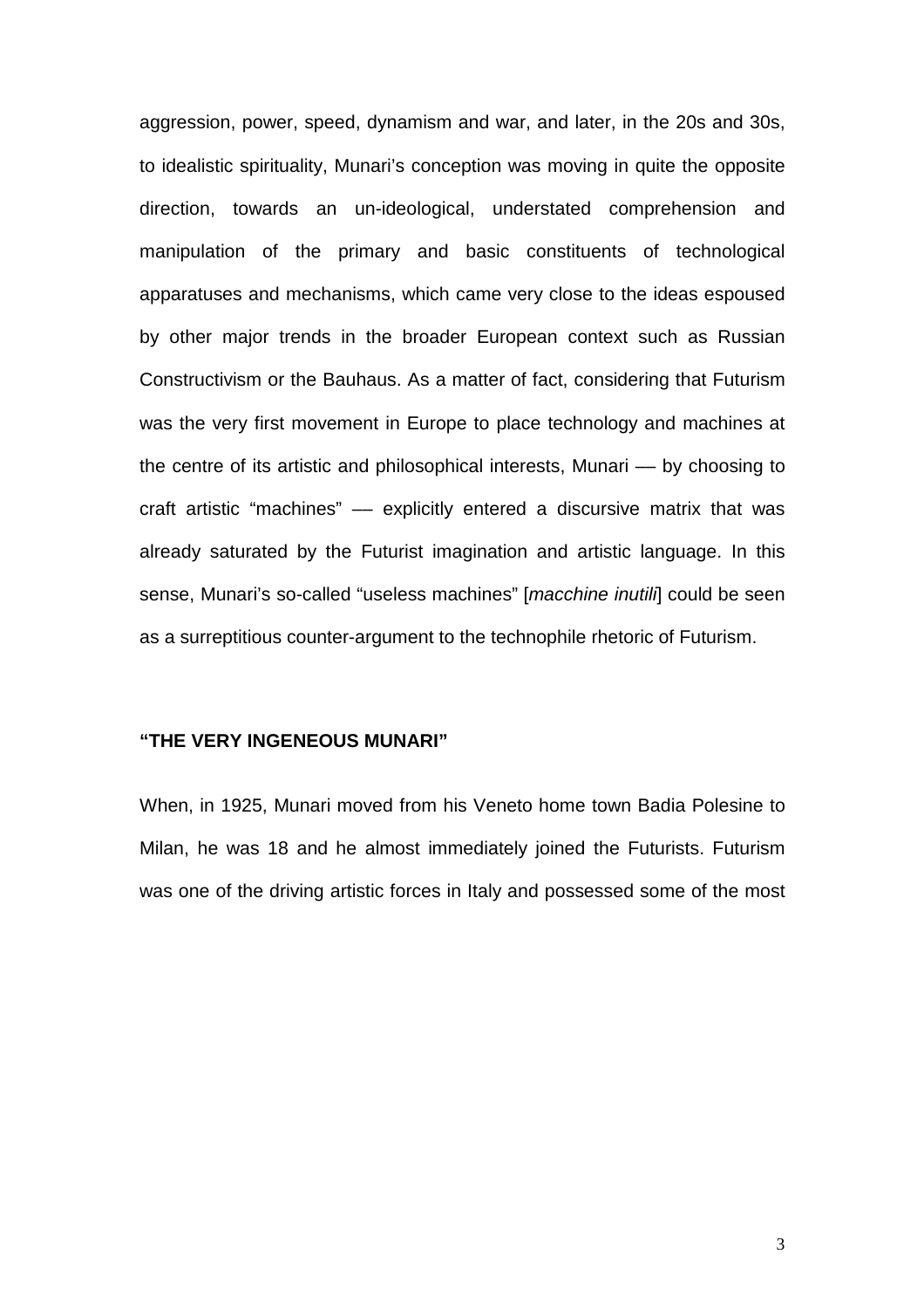aggression, power, speed, dynamism and war, and later, in the 20s and 30s, to idealistic spirituality, Munari's conception was moving in quite the opposite direction, towards an un-ideological, understated comprehension and manipulation of the primary and basic constituents of technological apparatuses and mechanisms, which came very close to the ideas espoused by other major trends in the broader European context such as Russian Constructivism or the Bauhaus. As a matter of fact, considering that Futurism was the very first movement in Europe to place technology and machines at the centre of its artistic and philosophical interests, Munari — by choosing to craft artistic "machines" — explicitly entered a discursive matrix that was already saturated by the Futurist imagination and artistic language. In this sense, Munari's so-called "useless machines" [*macchine inutili*] could be seen as a surreptitious counter-argument to the technophile rhetoric of Futurism.

## "THE VERY INGENEOUS MUNARI"

When, in 1925, Munari moved from his Veneto home town Badia Polesine to Milan, he was 18 and he almost immediately joined the Futurists. Futurism was one of the driving artistic forces in Italy and possessed some of the most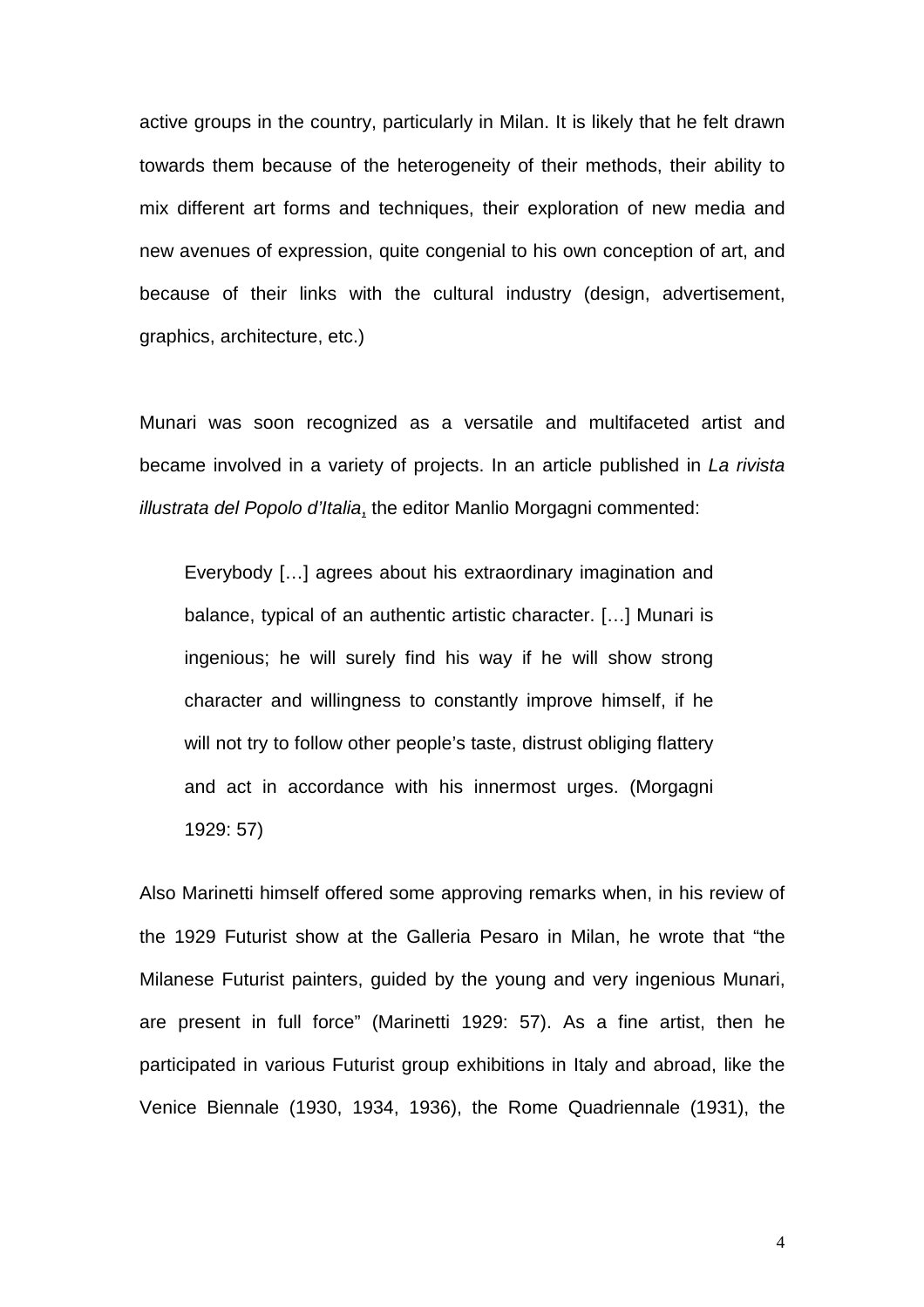active groups in the country, particularly in Milan. It is likely that he felt drawn towards them because of the heterogeneity of their methods, their ability to mix different art forms and techniques, their exploration of new media and new avenues of expression, quite congenial to his own conception of art, and because of their links with the cultural industry (design, advertisement, graphics, architecture, etc.)

Munari was soon recognized as a versatile and multifaceted artist and became involved in a variety of projects. In an article published in *La rivista illustrata del Popolo d'Italia*, the editor Manlio Morgagni commented:

> Everybody […] agrees about his extraordinary imagination and balance, typical of an authentic artistic character. […] Munari is ingenious; he will surely find his way if he will show strong character and willingness to constantly improve himself, if he will not try to follow other people's taste, distrust obliging flattery and act in accordance with his innermost urges. (Morgagni 1929: 57)

Also Marinetti himself offered some approving remarks when, in his review of the 1929 Futurist show at the Galleria Pesaro in Milan, he wrote that "the Milanese Futurist painters, guided by the young and very ingenious Munari, are present in full force" (Marinetti 1929: 57). As a fine artist, then he participated in various Futurist group exhibitions in Italy and abroad, like the Venice Biennale (1930, 1934, 1936), the Rome Quadriennale (1931), the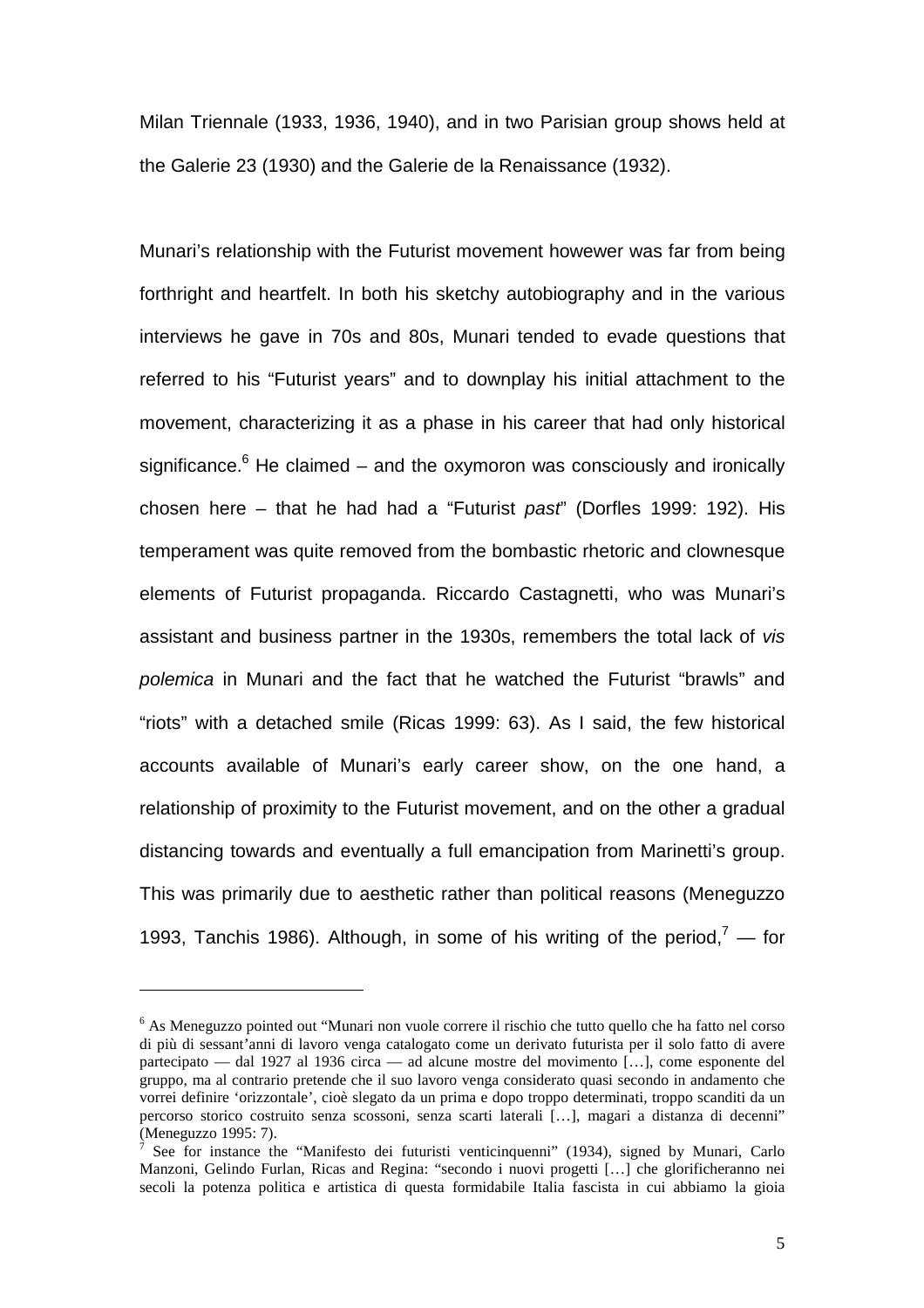Milan Triennale (1933, 1936, 1940), and in two Parisian group shows held at the Galerie 23 (1930) and the Galerie de la Renaissance (1932).

Munari's relationship with the Futurist movement howewer was far from being forthright and heartfelt. In both his sketchy autobiography and in the various interviews he gave in 70s and 80s, Munari tended to evade questions that referred to his "Futurist years" and to downplay his initial attachment to the movement, characterizing it as a phase in his career that had only historical significance.[6] He claimed – and the oxymoron was consciously and ironically chosen here – that he had had a "Futurist *past*" (Dorfles 1999: 192). His temperament was quite removed from the bombastic rhetoric and clownesque elements of Futurist propaganda. Riccardo Castagnetti, who was Munari's assistant and business partner in the 1930s, remembers the total lack of *vis polemica* in Munari and the fact that he watched the Futurist "brawls" and "riots" with a detached smile (Ricas 1999: 63). As I said, the few historical accounts available of Munari's early career show, on the one hand, a relationship of proximity to the Futurist movement, and on the other a gradual distancing towards and eventually a full emancipation from Marinetti's group. This was primarily due to aesthetic rather than political reasons (Meneguzzo 1993, Tanchis 1986). Although, in some of his writing of the period,[7] — for

---

[6] As Meneguzzo pointed out "Munari non vuole correre il rischio che tutto quello che ha fatto nel corso di più di sessant'anni di lavoro venga catalogato come un derivato futurista per il solo fatto di avere partecipato — dal 1927 al 1936 circa — ad alcune mostre del movimento […], come esponente del gruppo, ma al contrario pretende che il suo lavoro venga considerato quasi secondo in andamento che vorrei definire 'orizzontale', cioè slegato da un prima e dopo troppo determinati, troppo scanditi da un percorso storico costruito senza scossoni, senza scarti laterali […], magari a distanza di decenni" (Meneguzzo 1995: 7).

[7] See for instance the "Manifesto dei futuristi venticinquenni" (1934), signed by Munari, Carlo Manzoni, Gelindo Furlan, Ricas and Regina: "secondo i nuovi progetti […] che glorificheranno nei secoli la potenza politica e artistica di questa formidabile Italia fascista in cui abbiamo la gioia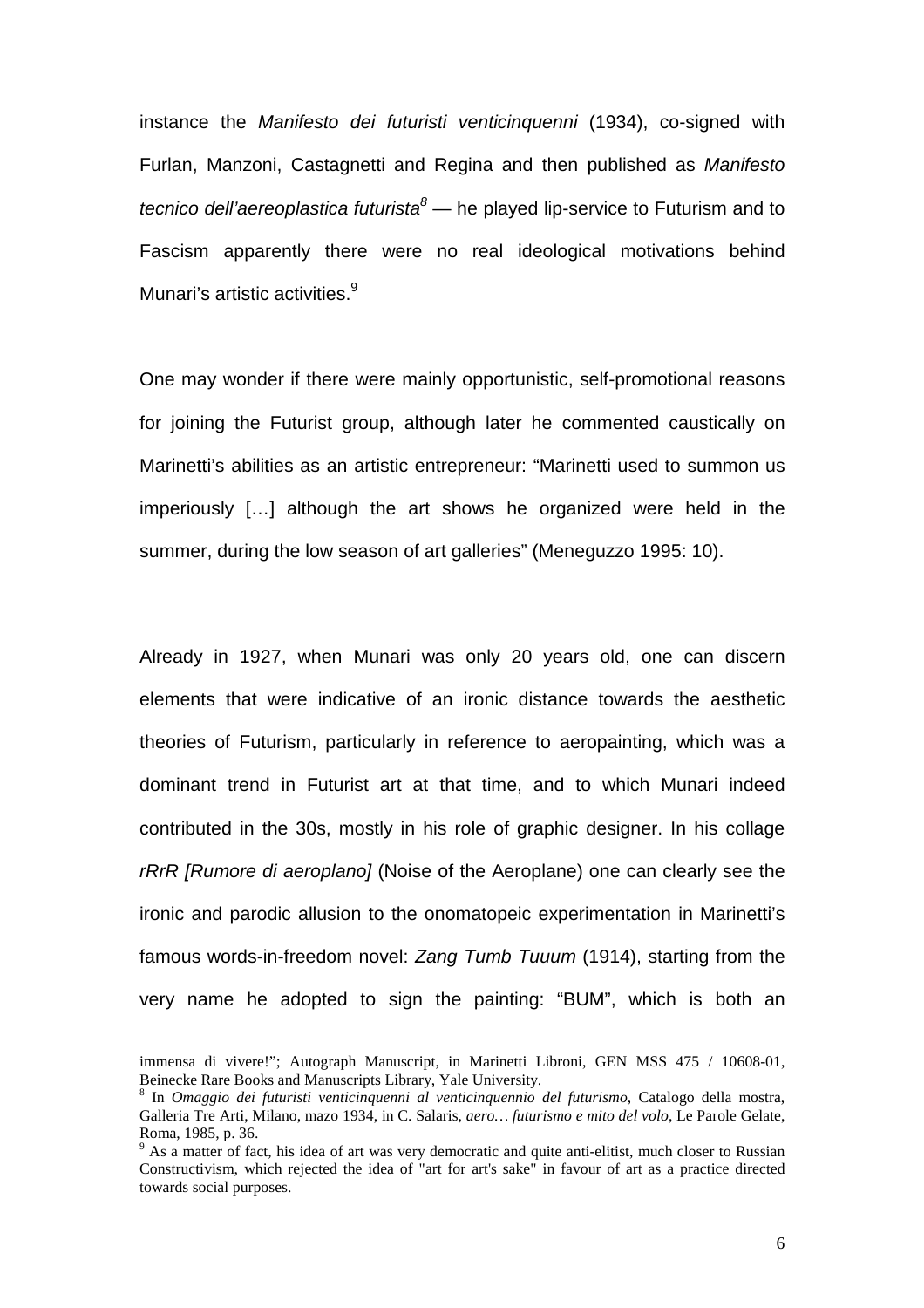instance the *Manifesto dei futuristi venticinquenni* (1934), co-signed with Furlan, Manzoni, Castagnetti and Regina and then published as *Manifesto tecnico dell'aereoplastica futurista*[8] — he played lip-service to Futurism and to Fascism apparently there were no real ideological motivations behind Munari's artistic activities.[9]

One may wonder if there were mainly opportunistic, self-promotional reasons for joining the Futurist group, although later he commented caustically on Marinetti's abilities as an artistic entrepreneur: "Marinetti used to summon us imperiously […] although the art shows he organized were held in the summer, during the low season of art galleries" (Meneguzzo 1995: 10).

Already in 1927, when Munari was only 20 years old, one can discern elements that were indicative of an ironic distance towards the aesthetic theories of Futurism, particularly in reference to aeropainting, which was a dominant trend in Futurist art at that time, and to which Munari indeed contributed in the 30s, mostly in his role of graphic designer. In his collage *rRrR [Rumore di aeroplano]* (Noise of the Aeroplane) one can clearly see the ironic and parodic allusion to the onomatopeic experimentation in Marinetti's famous words-in-freedom novel: *Zang Tumb Tuuum* (1914), starting from the very name he adopted to sign the painting: "BUM", which is both an

---

immensa di vivere!"; Autograph Manuscript, in Marinetti Libroni, GEN MSS 475 / 10608-01, Beinecke Rare Books and Manuscripts Library, Yale University.

[8] In *Omaggio dei futuristi venticinquenni al venticinquennio del futurismo*, Catalogo della mostra, Galleria Tre Arti, Milano, mazo 1934, in C. Salaris, *aero… futurismo e mito del volo*, Le Parole Gelate, Roma, 1985, p. 36.

[9] As a matter of fact, his idea of art was very democratic and quite anti-elitist, much closer to Russian Constructivism, which rejected the idea of "art for art's sake" in favour of art as a practice directed towards social purposes.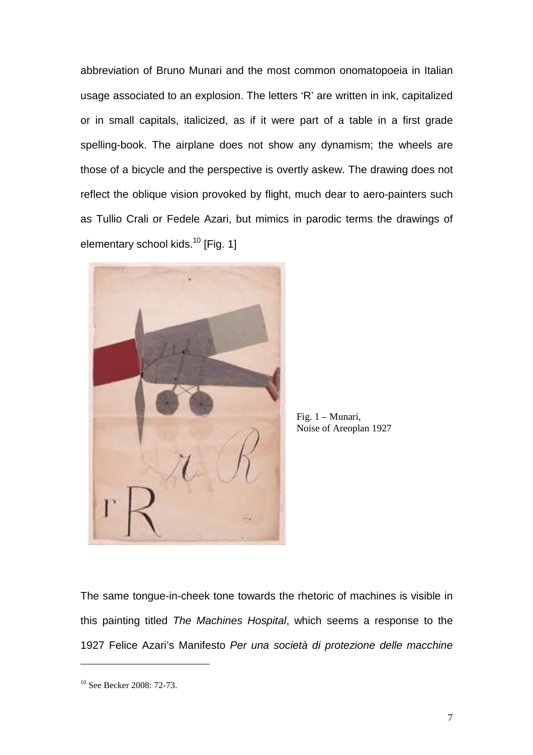abbreviation of Bruno Munari and the most common onomatopoeia in Italian usage associated to an explosion. The letters 'R' are written in ink, capitalized or in small capitals, italicized, as if it were part of a table in a first grade spelling-book. The airplane does not show any dynamism; the wheels are those of a bicycle and the perspective is overtly askew. The drawing does not reflect the oblique vision provoked by flight, much dear to aero-painters such as Tullio Crali or Fedele Azari, but mimics in parodic terms the drawings of elementary school kids.[10] [Fig. 1]

Fig. 1 – Munari, Noise of Areoplan 1927

The same tongue-in-cheek tone towards the rhetoric of machines is visible in this painting titled *The Machines Hospital*, which seems a response to the 1927 Felice Azari's Manifesto *Per una società di protezione delle macchine*

[10] See Becker 2008: 72-73.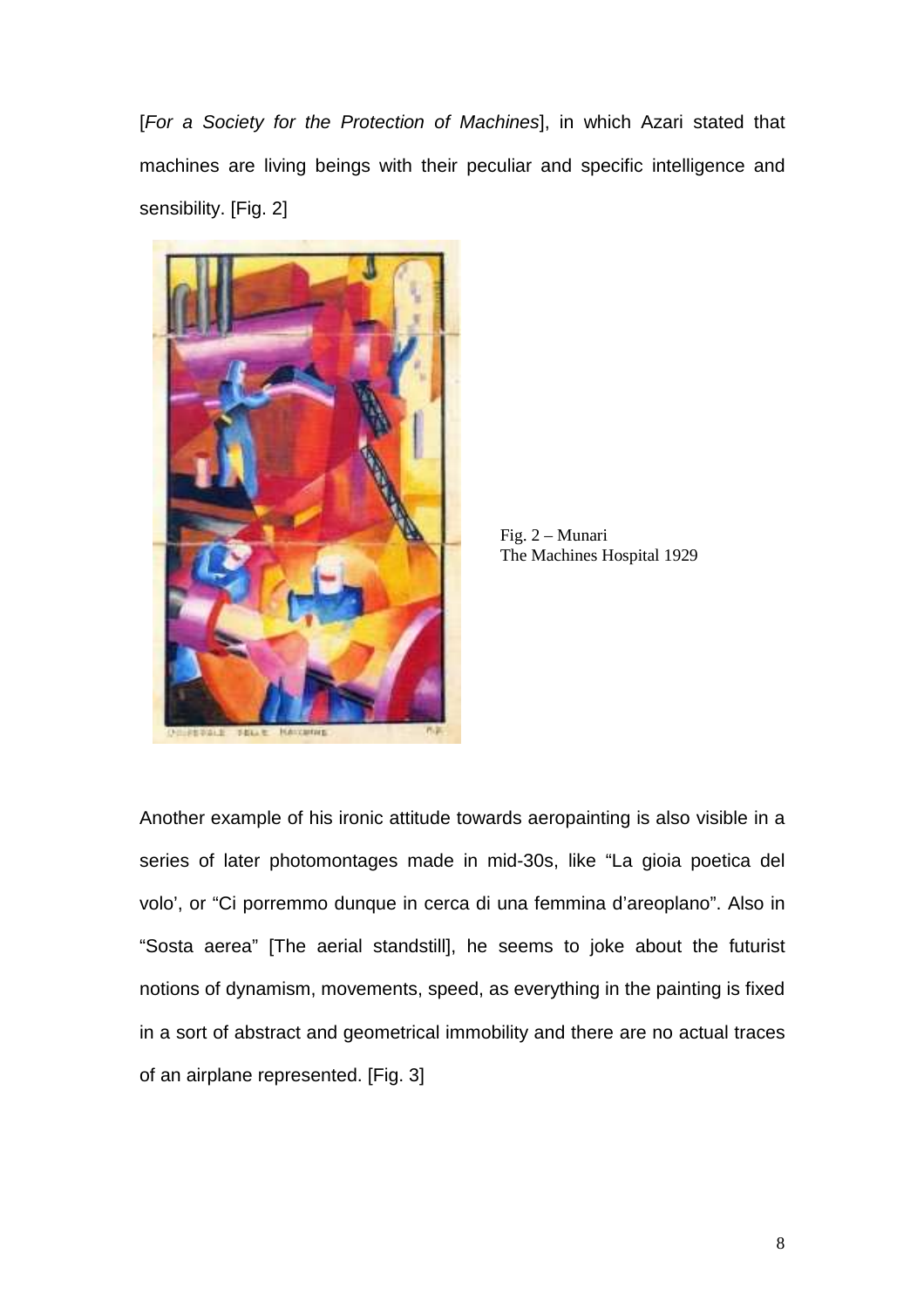[*For a Society for the Protection of Machines*], in which Azari stated that machines are living beings with their peculiar and specific intelligence and sensibility. [Fig. 2]

Fig. 2 – Munari
The Machines Hospital 1929

Another example of his ironic attitude towards aeropainting is also visible in a series of later photomontages made in mid-30s, like "La gioia poetica del volo', or "Ci porremmo dunque in cerca di una femmina d'areoplano". Also in "Sosta aerea" [The aerial standstill], he seems to joke about the futurist notions of dynamism, movements, speed, as everything in the painting is fixed in a sort of abstract and geometrical immobility and there are no actual traces of an airplane represented. [Fig. 3]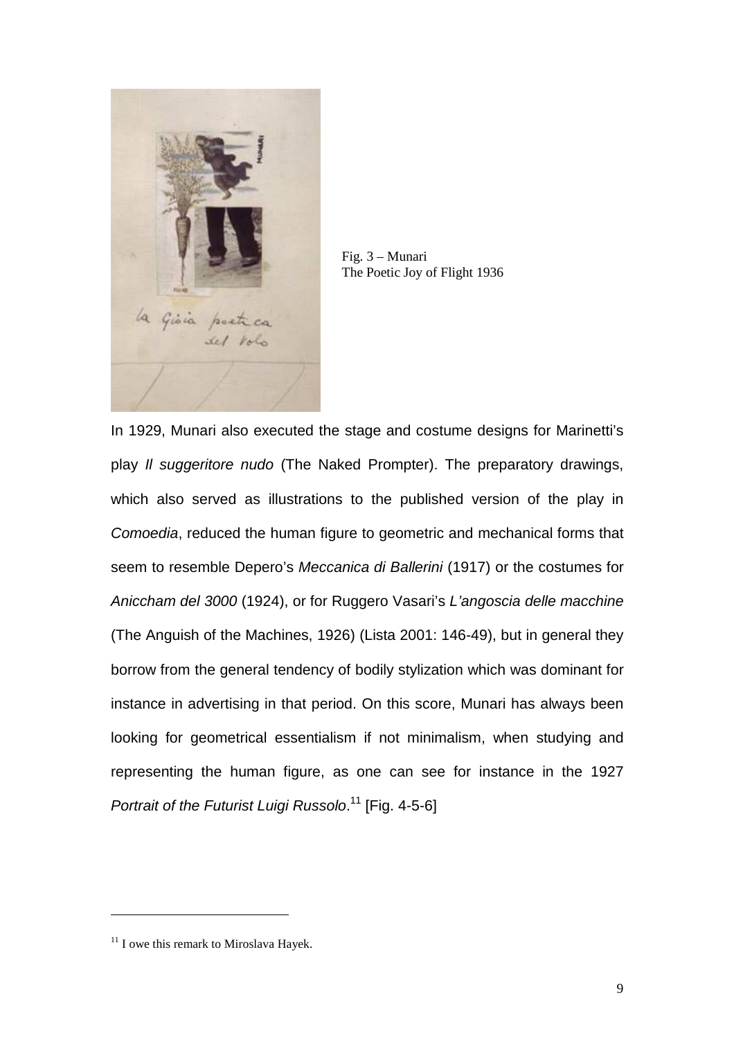Fig. 3 – Munari
The Poetic Joy of Flight 1936

In 1929, Munari also executed the stage and costume designs for Marinetti's play *Il suggeritore nudo* (The Naked Prompter). The preparatory drawings, which also served as illustrations to the published version of the play in *Comoedia*, reduced the human figure to geometric and mechanical forms that seem to resemble Depero's *Meccanica di Ballerini* (1917) or the costumes for *Aniccham del 3000* (1924), or for Ruggero Vasari's *L'angoscia delle macchine* (The Anguish of the Machines, 1926) (Lista 2001: 146-49), but in general they borrow from the general tendency of bodily stylization which was dominant for instance in advertising in that period. On this score, Munari has always been looking for geometrical essentialism if not minimalism, when studying and representing the human figure, as one can see for instance in the 1927 *Portrait of the Futurist Luigi Russolo*.[11] [Fig. 4-5-6]

[11] I owe this remark to Miroslava Hayek.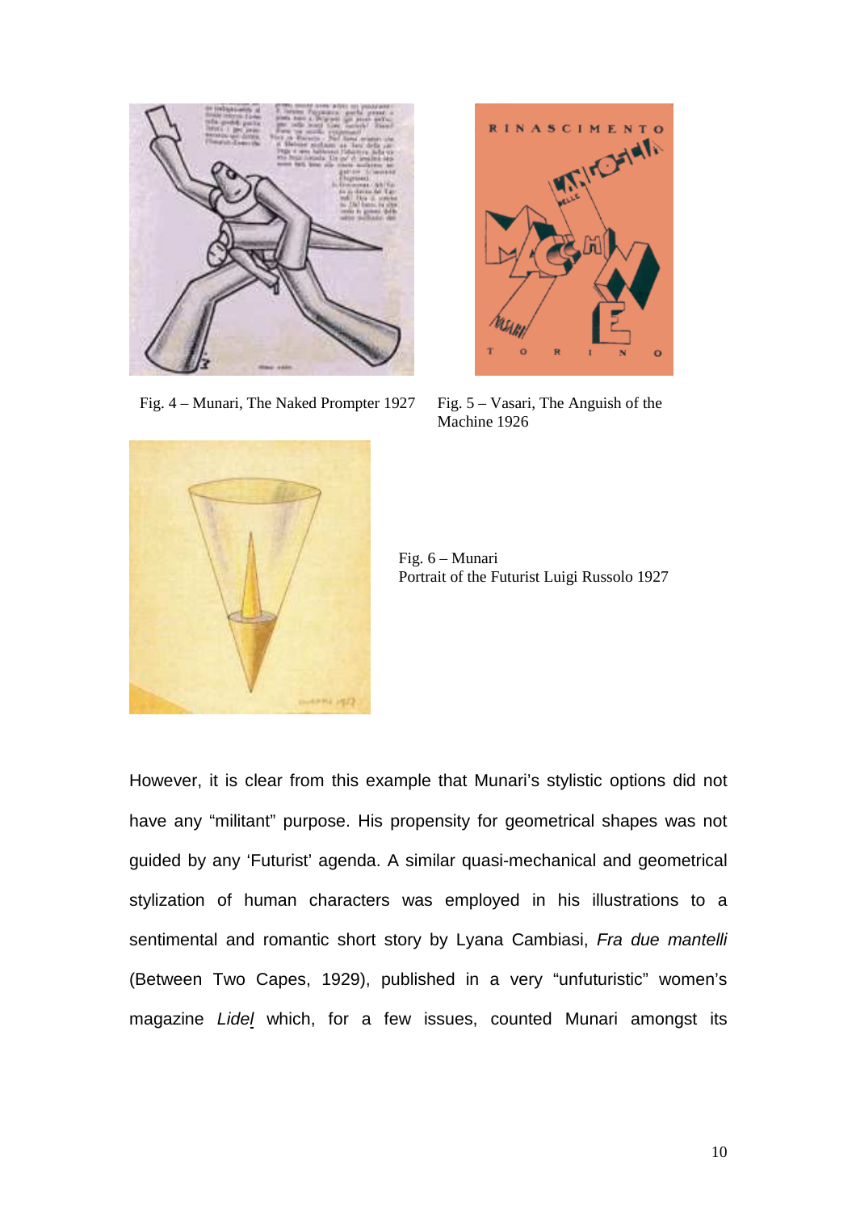Fig. 4 – Munari, The Naked Prompter 1927

Fig. 5 – Vasari, The Anguish of the Machine 1926

Fig. 6 – Munari
Portrait of the Futurist Luigi Russolo 1927

However, it is clear from this example that Munari's stylistic options did not have any "militant" purpose. His propensity for geometrical shapes was not guided by any 'Futurist' agenda. A similar quasi-mechanical and geometrical stylization of human characters was employed in his illustrations to a sentimental and romantic short story by Lyana Cambiasi, *Fra due mantelli* (Between Two Capes, 1929), published in a very "unfuturistic" women's magazine *Lidel* which, for a few issues, counted Munari amongst its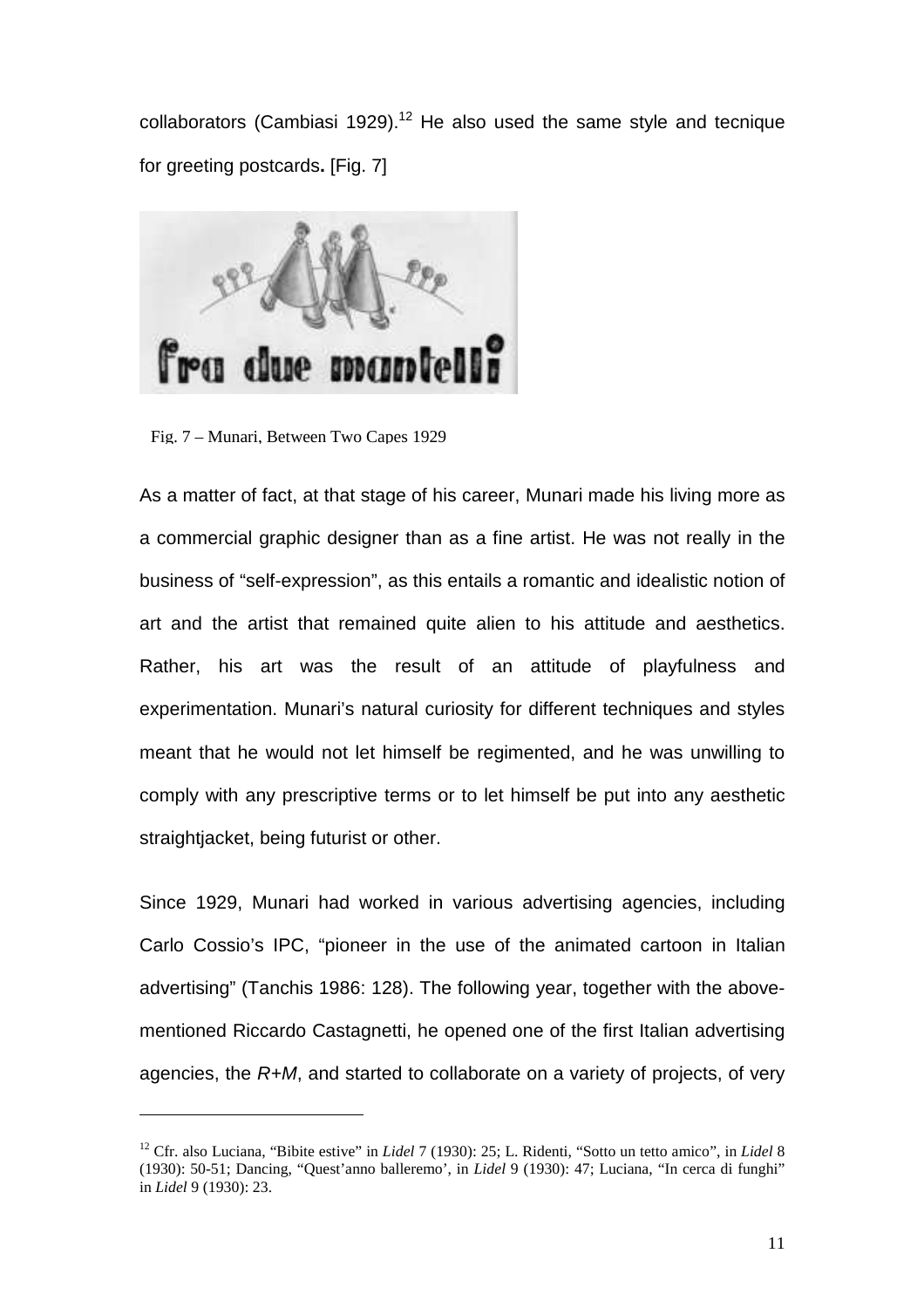collaborators (Cambiasi 1929).[12] He also used the same style and tecnique for greeting postcards**.** [Fig. 7]

Fig. 7 – Munari, Between Two Capes 1929

As a matter of fact, at that stage of his career, Munari made his living more as a commercial graphic designer than as a fine artist. He was not really in the business of "self-expression", as this entails a romantic and idealistic notion of art and the artist that remained quite alien to his attitude and aesthetics. Rather, his art was the result of an attitude of playfulness and experimentation. Munari's natural curiosity for different techniques and styles meant that he would not let himself be regimented, and he was unwilling to comply with any prescriptive terms or to let himself be put into any aesthetic straightjacket, being futurist or other.

Since 1929, Munari had worked in various advertising agencies, including Carlo Cossio's IPC, "pioneer in the use of the animated cartoon in Italian advertising" (Tanchis 1986: 128). The following year, together with the above-mentioned Riccardo Castagnetti, he opened one of the first Italian advertising agencies, the *R+M*, and started to collaborate on a variety of projects, of very

---

[12] Cfr. also Luciana, "Bibite estive" in *Lidel* 7 (1930): 25; L. Ridenti, "Sotto un tetto amico", in *Lidel* 8 (1930): 50-51; Dancing, "Quest'anno balleremo', in *Lidel* 9 (1930): 47; Luciana, "In cerca di funghi" in *Lidel* 9 (1930): 23.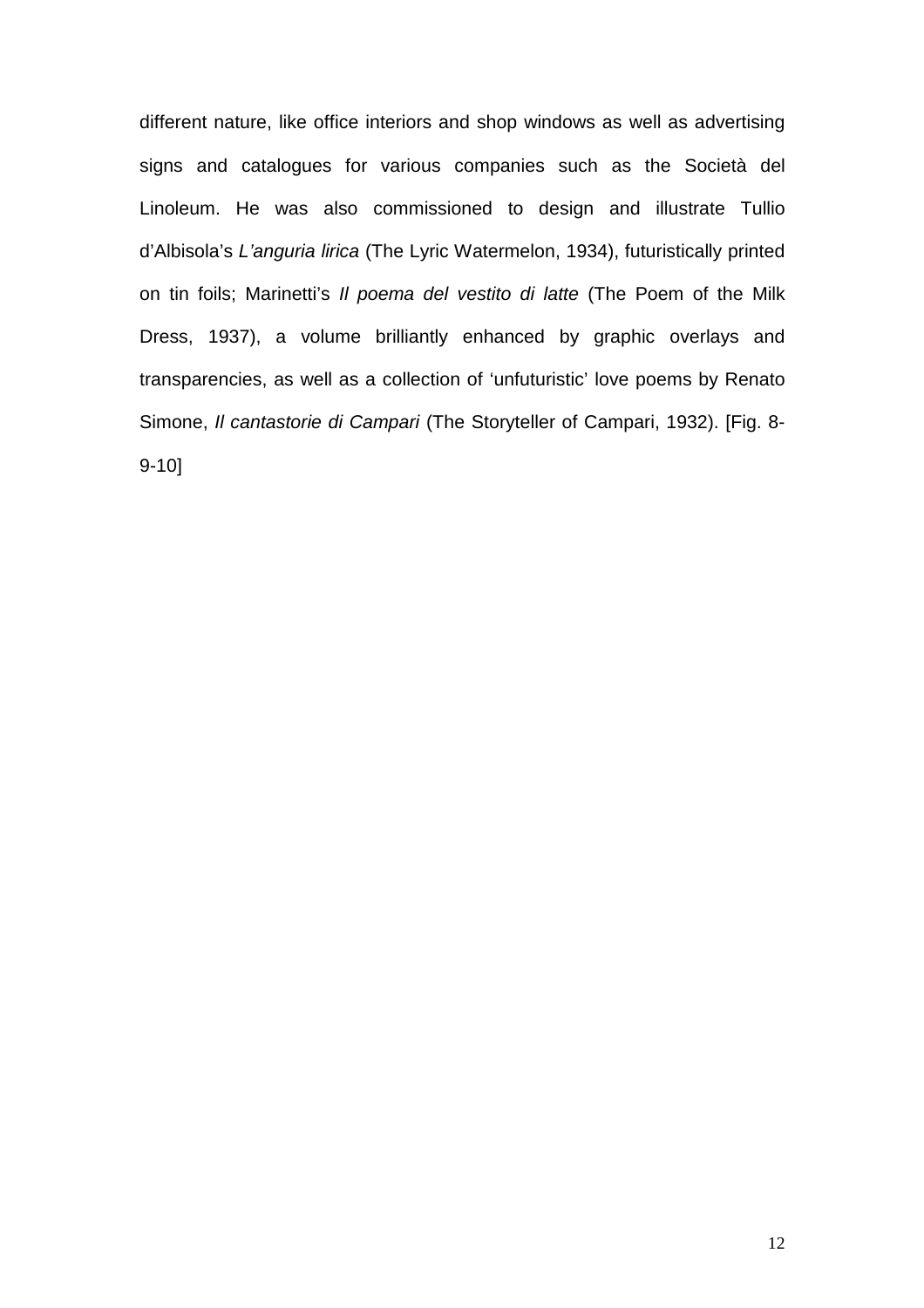different nature, like office interiors and shop windows as well as advertising signs and catalogues for various companies such as the Società del Linoleum. He was also commissioned to design and illustrate Tullio d'Albisola's *L'anguria lirica* (The Lyric Watermelon, 1934), futuristically printed on tin foils; Marinetti's *Il poema del vestito di latte* (The Poem of the Milk Dress, 1937), a volume brilliantly enhanced by graphic overlays and transparencies, as well as a collection of 'unfuturistic' love poems by Renato Simone, *Il cantastorie di Campari* (The Storyteller of Campari, 1932). [Fig. 8-9-10]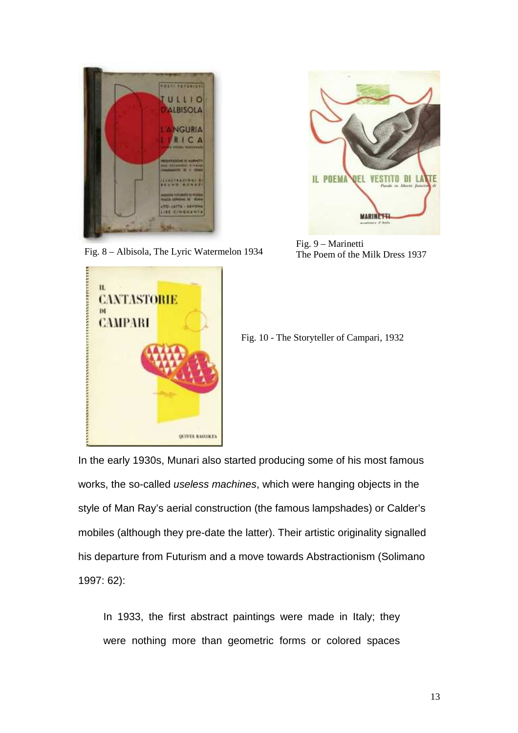Fig. 8 – Albisola, The Lyric Watermelon 1934

Fig. 9 – Marinetti
The Poem of the Milk Dress 1937

Fig. 10 - The Storyteller of Campari, 1932

In the early 1930s, Munari also started producing some of his most famous works, the so-called *useless machines*, which were hanging objects in the style of Man Ray's aerial construction (the famous lampshades) or Calder's mobiles (although they pre-date the latter). Their artistic originality signalled his departure from Futurism and a move towards Abstractionism (Solimano 1997: 62):

> In 1933, the first abstract paintings were made in Italy; they were nothing more than geometric forms or colored spaces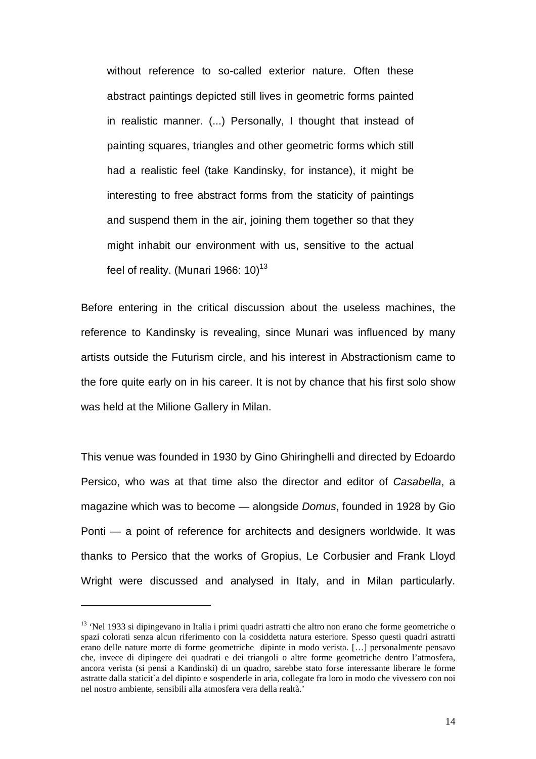> without reference to so-called exterior nature. Often these abstract paintings depicted still lives in geometric forms painted in realistic manner. (...) Personally, I thought that instead of painting squares, triangles and other geometric forms which still had a realistic feel (take Kandinsky, for instance), it might be interesting to free abstract forms from the staticity of paintings and suspend them in the air, joining them together so that they might inhabit our environment with us, sensitive to the actual feel of reality. (Munari 1966: 10)[13]

Before entering in the critical discussion about the useless machines, the reference to Kandinsky is revealing, since Munari was influenced by many artists outside the Futurism circle, and his interest in Abstractionism came to the fore quite early on in his career. It is not by chance that his first solo show was held at the Milione Gallery in Milan.

This venue was founded in 1930 by Gino Ghiringhelli and directed by Edoardo Persico, who was at that time also the director and editor of *Casabella*, a magazine which was to become — alongside *Domus*, founded in 1928 by Gio Ponti — a point of reference for architects and designers worldwide. It was thanks to Persico that the works of Gropius, Le Corbusier and Frank Lloyd Wright were discussed and analysed in Italy, and in Milan particularly.

---

[13] 'Nel 1933 si dipingevano in Italia i primi quadri astratti che altro non erano che forme geometriche o spazi colorati senza alcun riferimento con la cosiddetta natura esteriore. Spesso questi quadri astratti erano delle nature morte di forme geometriche dipinte in modo verista. […] personalmente pensavo che, invece di dipingere dei quadrati e dei triangoli o altre forme geometriche dentro l'atmosfera, ancora verista (si pensi a Kandinski) di un quadro, sarebbe stato forse interessante liberare le forme astratte dalla staticit`a del dipinto e sospenderle in aria, collegate fra loro in modo che vivessero con noi nel nostro ambiente, sensibili alla atmosfera vera della realtà.'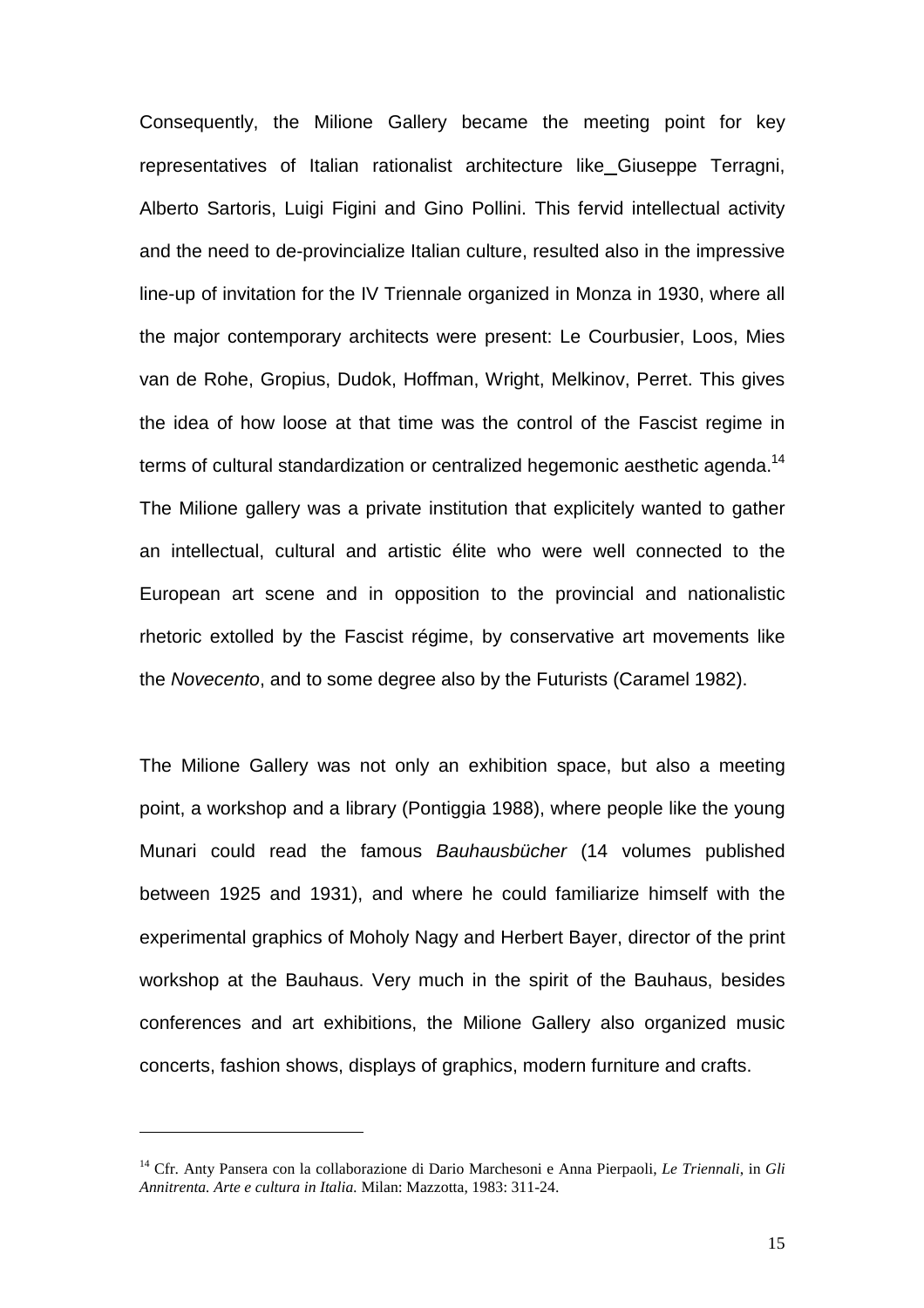Consequently, the Milione Gallery became the meeting point for key representatives of Italian rationalist architecture like Giuseppe Terragni, Alberto Sartoris, Luigi Figini and Gino Pollini. This fervid intellectual activity and the need to de-provincialize Italian culture, resulted also in the impressive line-up of invitation for the IV Triennale organized in Monza in 1930, where all the major contemporary architects were present: Le Courbusier, Loos, Mies van de Rohe, Gropius, Dudok, Hoffman, Wright, Melkinov, Perret. This gives the idea of how loose at that time was the control of the Fascist regime in terms of cultural standardization or centralized hegemonic aesthetic agenda.[14] The Milione gallery was a private institution that explicitely wanted to gather an intellectual, cultural and artistic élite who were well connected to the European art scene and in opposition to the provincial and nationalistic rhetoric extolled by the Fascist régime, by conservative art movements like the *Novecento*, and to some degree also by the Futurists (Caramel 1982).

The Milione Gallery was not only an exhibition space, but also a meeting point, a workshop and a library (Pontiggia 1988), where people like the young Munari could read the famous *Bauhausbücher* (14 volumes published between 1925 and 1931), and where he could familiarize himself with the experimental graphics of Moholy Nagy and Herbert Bayer, director of the print workshop at the Bauhaus. Very much in the spirit of the Bauhaus, besides conferences and art exhibitions, the Milione Gallery also organized music concerts, fashion shows, displays of graphics, modern furniture and crafts.

---

[14] Cfr. Anty Pansera con la collaborazione di Dario Marchesoni e Anna Pierpaoli, *Le Triennali*, in *Gli Annitrenta. Arte e cultura in Italia.* Milan: Mazzotta, 1983: 311-24.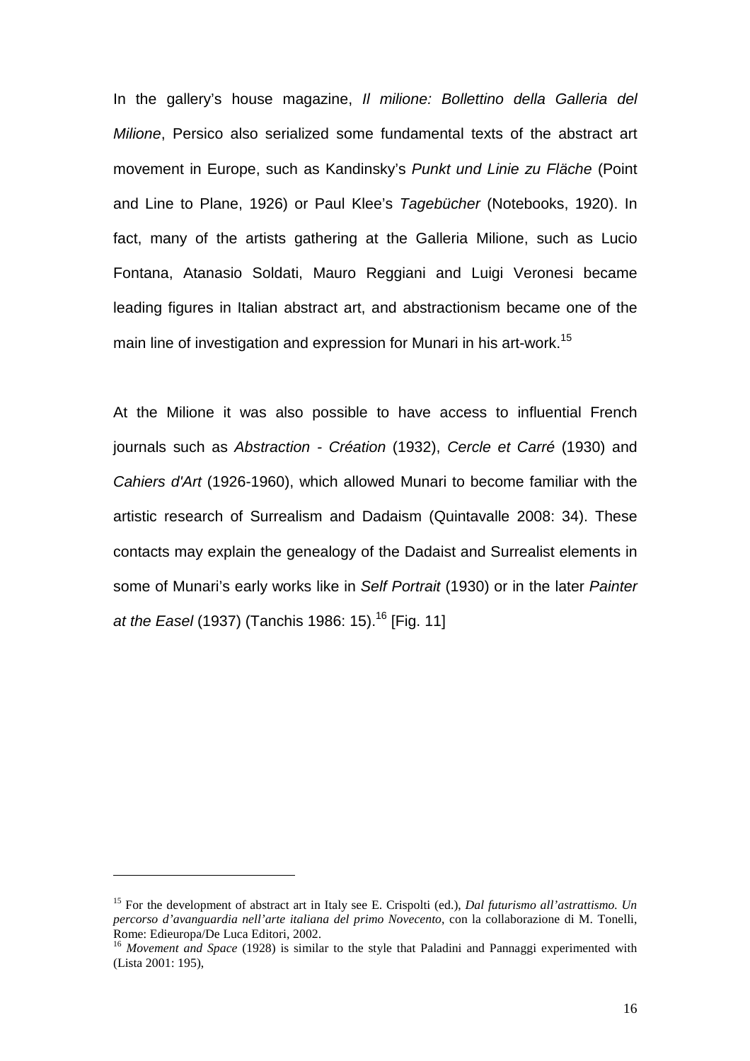In the gallery's house magazine, *Il milione: Bollettino della Galleria del Milione*, Persico also serialized some fundamental texts of the abstract art movement in Europe, such as Kandinsky's *Punkt und Linie zu Fläche* (Point and Line to Plane, 1926) or Paul Klee's *Tagebücher* (Notebooks, 1920). In fact, many of the artists gathering at the Galleria Milione, such as Lucio Fontana, Atanasio Soldati, Mauro Reggiani and Luigi Veronesi became leading figures in Italian abstract art, and abstractionism became one of the main line of investigation and expression for Munari in his art-work.[15]

At the Milione it was also possible to have access to influential French journals such as *Abstraction - Création* (1932), *Cercle et Carré* (1930) and *Cahiers d'Art* (1926-1960), which allowed Munari to become familiar with the artistic research of Surrealism and Dadaism (Quintavalle 2008: 34). These contacts may explain the genealogy of the Dadaist and Surrealist elements in some of Munari's early works like in *Self Portrait* (1930) or in the later *Painter at the Easel* (1937) (Tanchis 1986: 15).[16] [Fig. 11]

---

[15] For the development of abstract art in Italy see E. Crispolti (ed.), *Dal futurismo all'astrattismo. Un percorso d'avanguardia nell'arte italiana del primo Novecento*, con la collaborazione di M. Tonelli, Rome: Edieuropa/De Luca Editori, 2002.

[16] *Movement and Space* (1928) is similar to the style that Paladini and Pannaggi experimented with (Lista 2001: 195),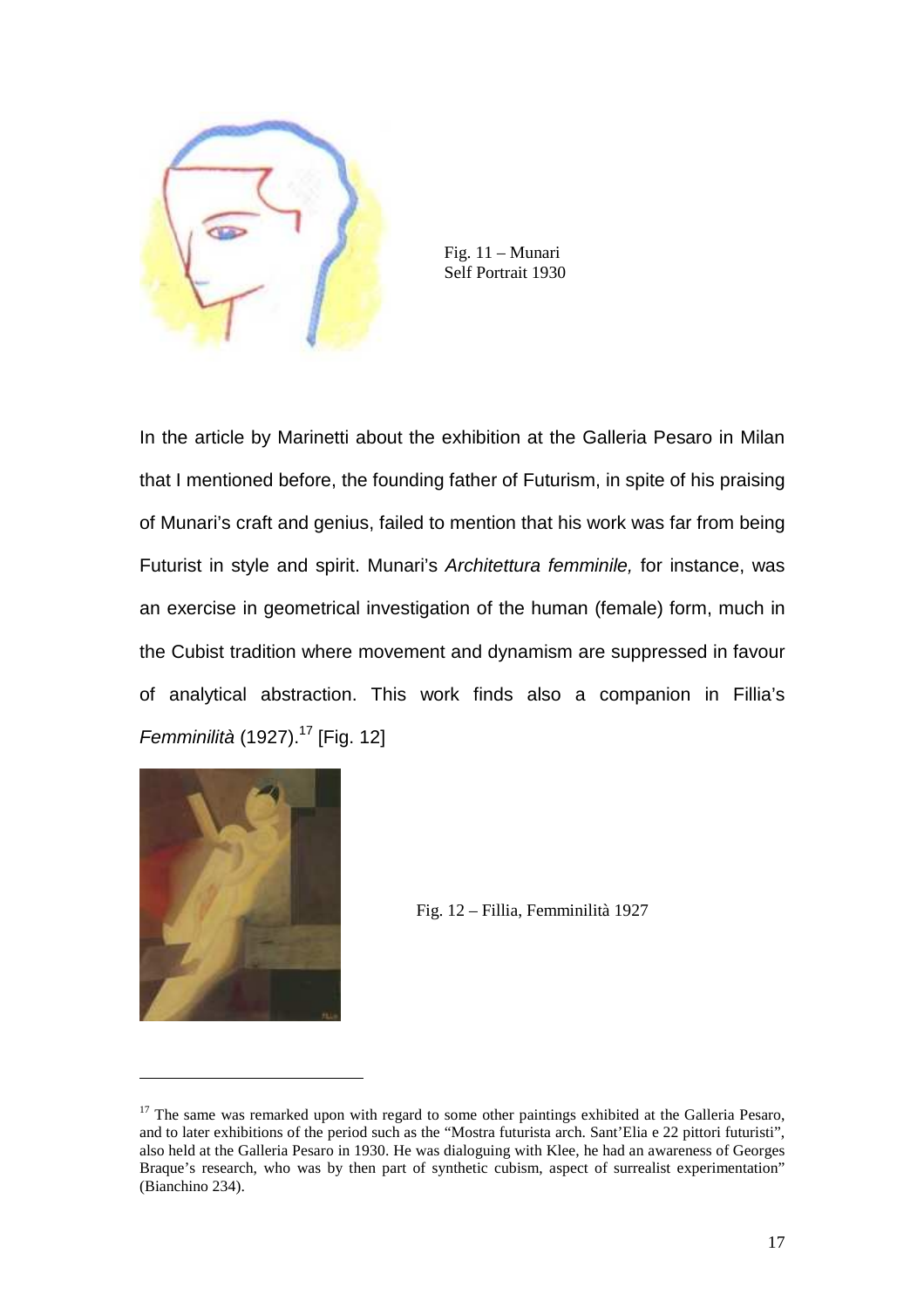Fig. 11 – Munari
Self Portrait 1930

In the article by Marinetti about the exhibition at the Galleria Pesaro in Milan that I mentioned before, the founding father of Futurism, in spite of his praising of Munari's craft and genius, failed to mention that his work was far from being Futurist in style and spirit. Munari's *Architettura femminile,* for instance, was an exercise in geometrical investigation of the human (female) form, much in the Cubist tradition where movement and dynamism are suppressed in favour of analytical abstraction. This work finds also a companion in Fillia's *Femminilità* (1927).[17] [Fig. 12]

Fig. 12 – Fillia, Femminilità 1927

[17] The same was remarked upon with regard to some other paintings exhibited at the Galleria Pesaro, and to later exhibitions of the period such as the "Mostra futurista arch. Sant'Elia e 22 pittori futuristi", also held at the Galleria Pesaro in 1930. He was dialoguing with Klee, he had an awareness of Georges Braque's research, who was by then part of synthetic cubism, aspect of surrealist experimentation" (Bianchino 234).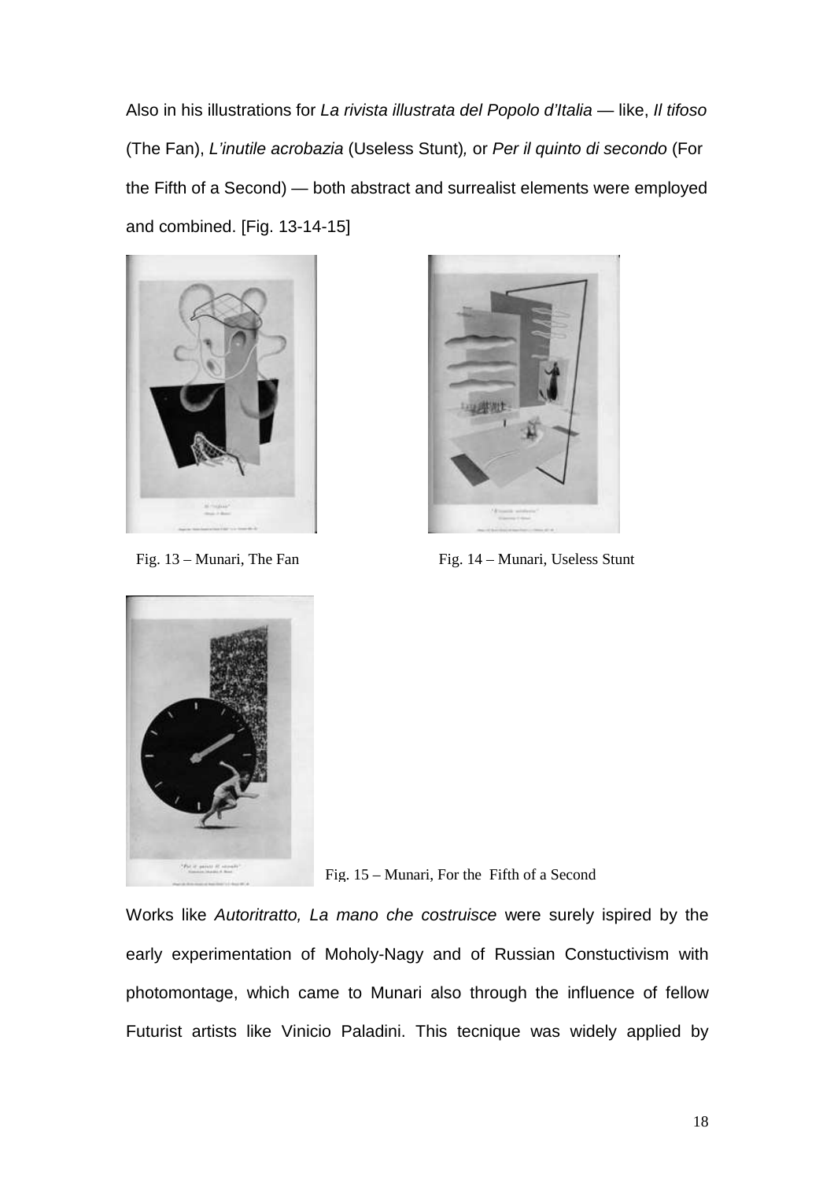Also in his illustrations for *La rivista illustrata del Popolo d'Italia* — like, *Il tifoso* (The Fan), *L'inutile acrobazia* (Useless Stunt), or *Per il quinto di secondo* (For the Fifth of a Second) — both abstract and surrealist elements were employed and combined. [Fig. 13-14-15]

Fig. 13 – Munari, The Fan

Fig. 14 – Munari, Useless Stunt

Fig. 15 – Munari, For the Fifth of a Second

Works like *Autoritratto, La mano che costruisce* were surely ispired by the early experimentation of Moholy-Nagy and of Russian Constuctivism with photomontage, which came to Munari also through the influence of fellow Futurist artists like Vinicio Paladini. This tecnique was widely applied by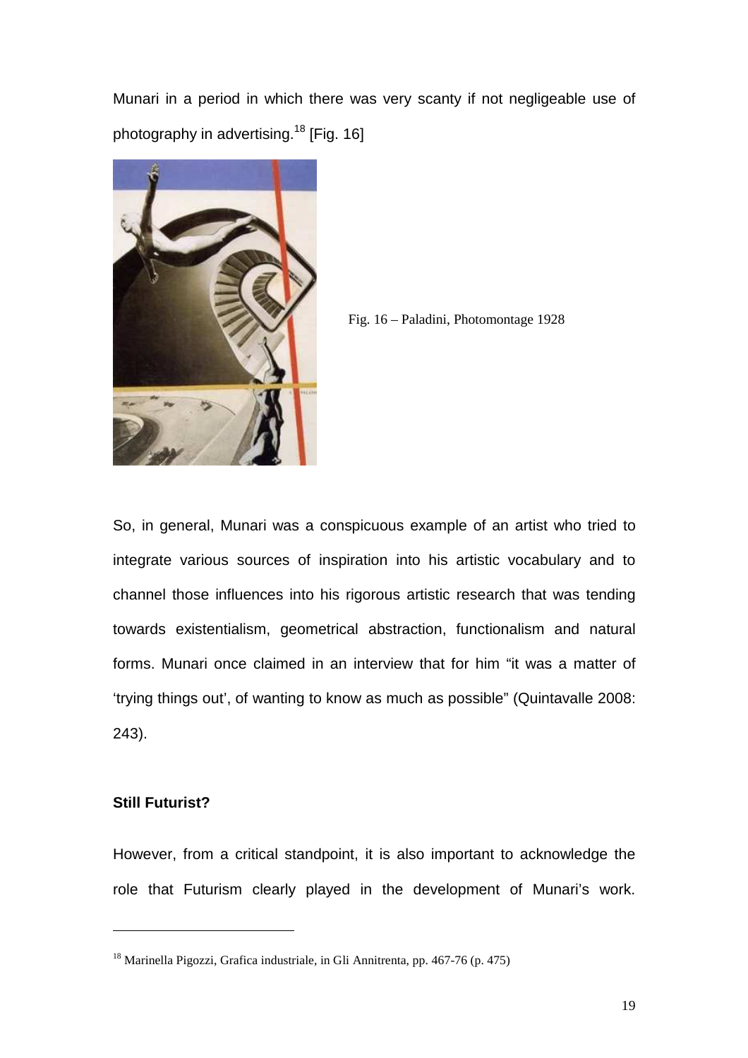Munari in a period in which there was very scanty if not negligeable use of photography in advertising.[18] [Fig. 16]

Fig. 16 – Paladini, Photomontage 1928

So, in general, Munari was a conspicuous example of an artist who tried to integrate various sources of inspiration into his artistic vocabulary and to channel those influences into his rigorous artistic research that was tending towards existentialism, geometrical abstraction, functionalism and natural forms. Munari once claimed in an interview that for him "it was a matter of 'trying things out', of wanting to know as much as possible" (Quintavalle 2008: 243).

**Still Futurist?**

However, from a critical standpoint, it is also important to acknowledge the role that Futurism clearly played in the development of Munari's work.

---

[18] Marinella Pigozzi, Grafica industriale, in Gli Annitrenta, pp. 467-76 (p. 475)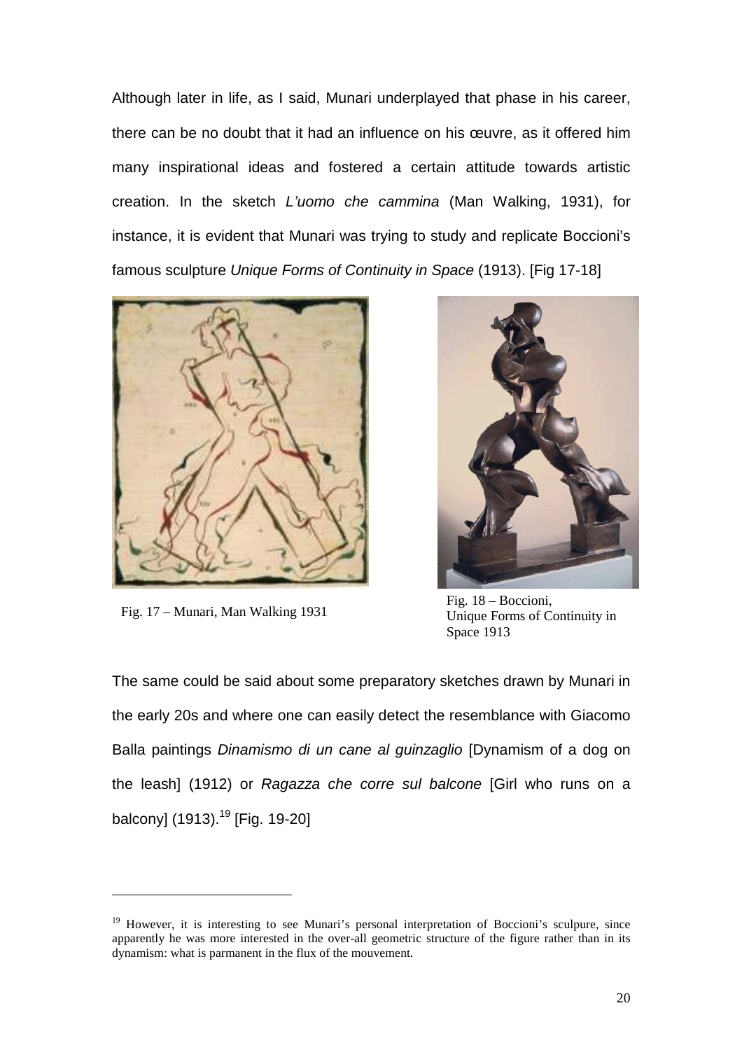Although later in life, as I said, Munari underplayed that phase in his career, there can be no doubt that it had an influence on his œuvre, as it offered him many inspirational ideas and fostered a certain attitude towards artistic creation. In the sketch *L'uomo che cammina* (Man Walking, 1931), for instance, it is evident that Munari was trying to study and replicate Boccioni's famous sculpture *Unique Forms of Continuity in Space* (1913). [Fig 17-18]

Fig. 17 – Munari, Man Walking 1931

Fig. 18 – Boccioni, Unique Forms of Continuity in Space 1913

The same could be said about some preparatory sketches drawn by Munari in the early 20s and where one can easily detect the resemblance with Giacomo Balla paintings *Dinamismo di un cane al guinzaglio* [Dynamism of a dog on the leash] (1912) or *Ragazza che corre sul balcone* [Girl who runs on a balcony] (1913).[19] [Fig. 19-20]

---

[19] However, it is interesting to see Munari's personal interpretation of Boccioni's sculpure, since apparently he was more interested in the over-all geometric structure of the figure rather than in its dynamism: what is parmanent in the flux of the mouvement.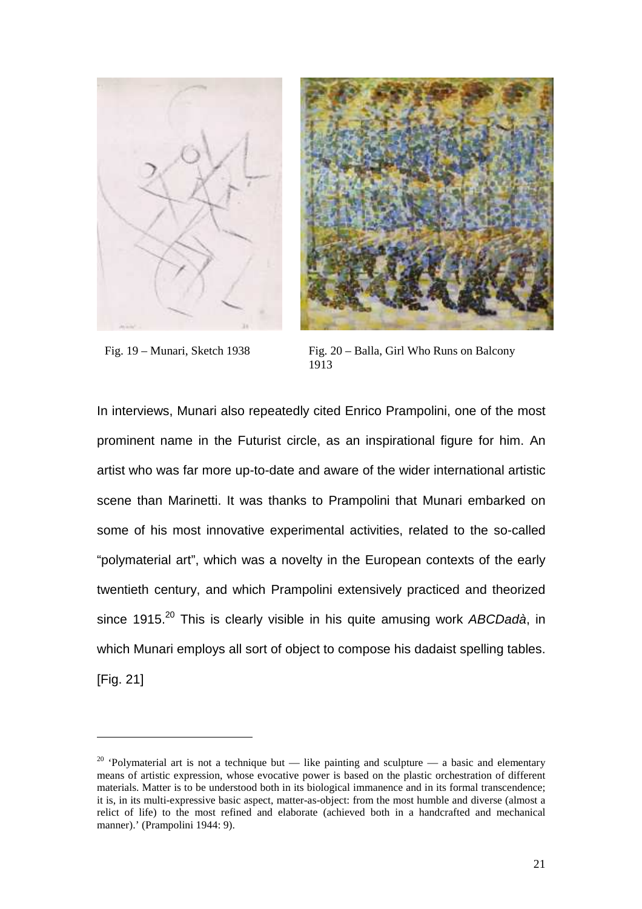Fig. 19 – Munari, Sketch 1938

Fig. 20 – Balla, Girl Who Runs on Balcony 1913

In interviews, Munari also repeatedly cited Enrico Prampolini, one of the most prominent name in the Futurist circle, as an inspirational figure for him. An artist who was far more up-to-date and aware of the wider international artistic scene than Marinetti. It was thanks to Prampolini that Munari embarked on some of his most innovative experimental activities, related to the so-called "polymaterial art", which was a novelty in the European contexts of the early twentieth century, and which Prampolini extensively practiced and theorized since 1915.[20] This is clearly visible in his quite amusing work *ABCDadà*, in which Munari employs all sort of object to compose his dadaist spelling tables. [Fig. 21]

---

[20] 'Polymaterial art is not a technique but — like painting and sculpture — a basic and elementary means of artistic expression, whose evocative power is based on the plastic orchestration of different materials. Matter is to be understood both in its biological immanence and in its formal transcendence; it is, in its multi-expressive basic aspect, matter-as-object: from the most humble and diverse (almost a relict of life) to the most refined and elaborate (achieved both in a handcrafted and mechanical manner).' (Prampolini 1944: 9).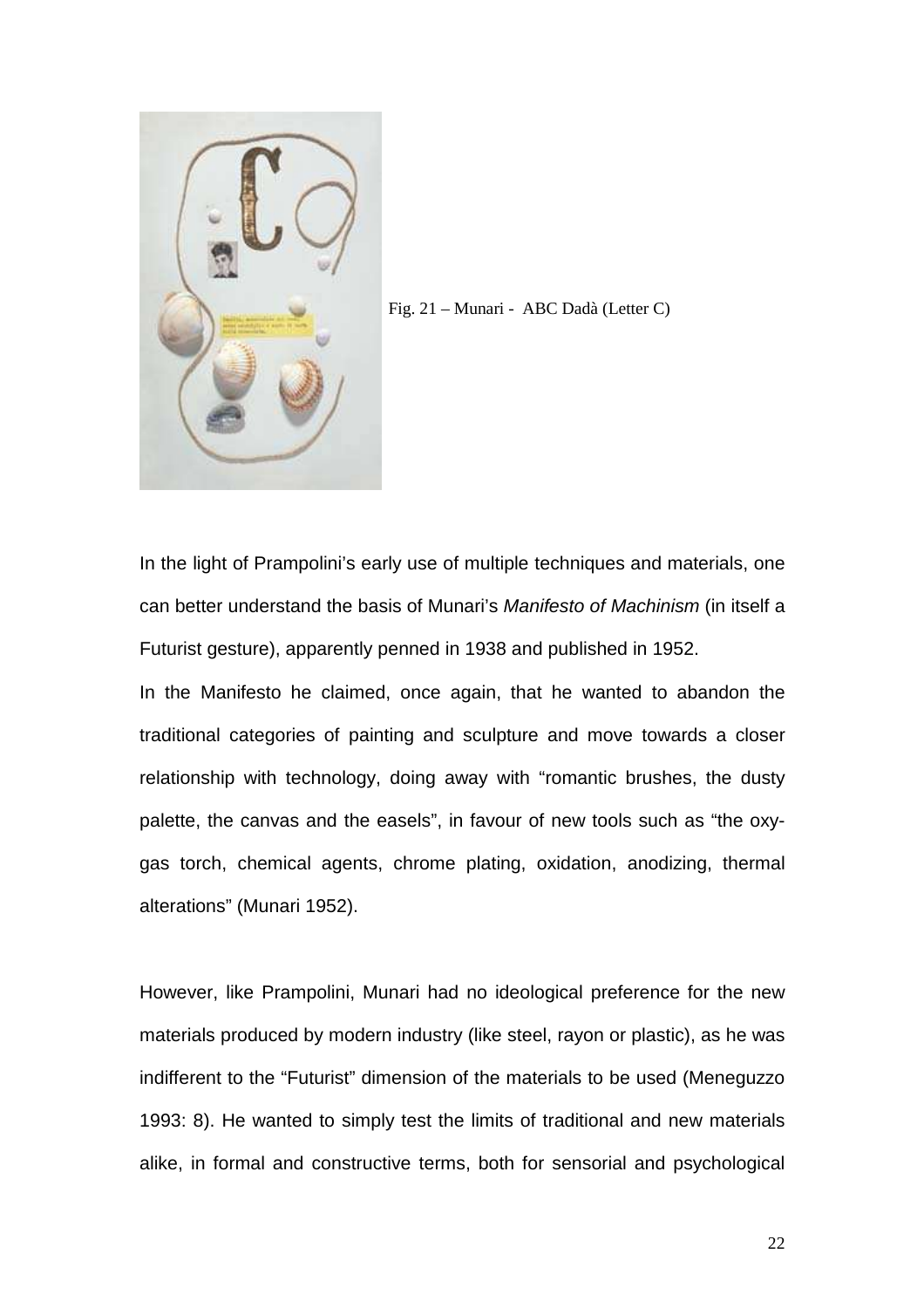Fig. 21 – Munari - ABC Dadà (Letter C)

In the light of Prampolini's early use of multiple techniques and materials, one can better understand the basis of Munari's *Manifesto of Machinism* (in itself a Futurist gesture), apparently penned in 1938 and published in 1952.

In the Manifesto he claimed, once again, that he wanted to abandon the traditional categories of painting and sculpture and move towards a closer relationship with technology, doing away with "romantic brushes, the dusty palette, the canvas and the easels", in favour of new tools such as "the oxy-gas torch, chemical agents, chrome plating, oxidation, anodizing, thermal alterations" (Munari 1952).

However, like Prampolini, Munari had no ideological preference for the new materials produced by modern industry (like steel, rayon or plastic), as he was indifferent to the "Futurist" dimension of the materials to be used (Meneguzzo 1993: 8). He wanted to simply test the limits of traditional and new materials alike, in formal and constructive terms, both for sensorial and psychological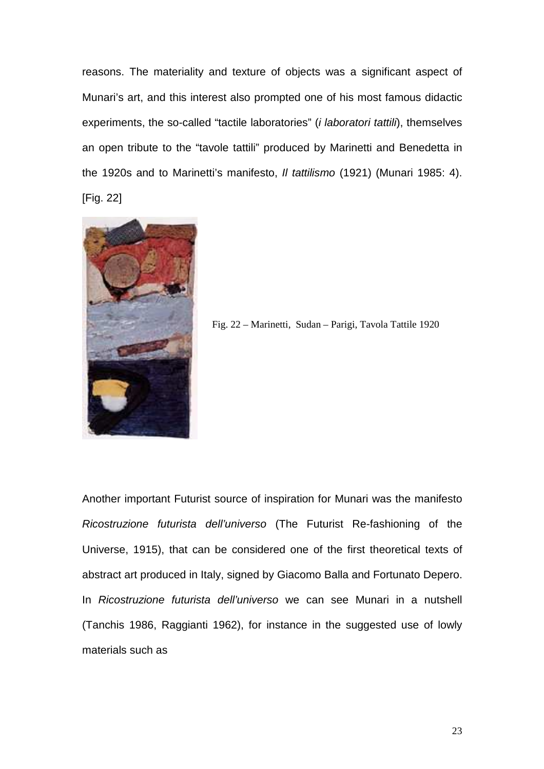reasons. The materiality and texture of objects was a significant aspect of Munari's art, and this interest also prompted one of his most famous didactic experiments, the so-called "tactile laboratories" (*i laboratori tattili*), themselves an open tribute to the "tavole tattili" produced by Marinetti and Benedetta in the 1920s and to Marinetti's manifesto, *Il tattilismo* (1921) (Munari 1985: 4). [Fig. 22]

Fig. 22 – Marinetti, Sudan – Parigi, Tavola Tattile 1920

Another important Futurist source of inspiration for Munari was the manifesto *Ricostruzione futurista dell'universo* (The Futurist Re-fashioning of the Universe, 1915), that can be considered one of the first theoretical texts of abstract art produced in Italy, signed by Giacomo Balla and Fortunato Depero. In *Ricostruzione futurista dell'universo* we can see Munari in a nutshell (Tanchis 1986, Raggianti 1962), for instance in the suggested use of lowly materials such as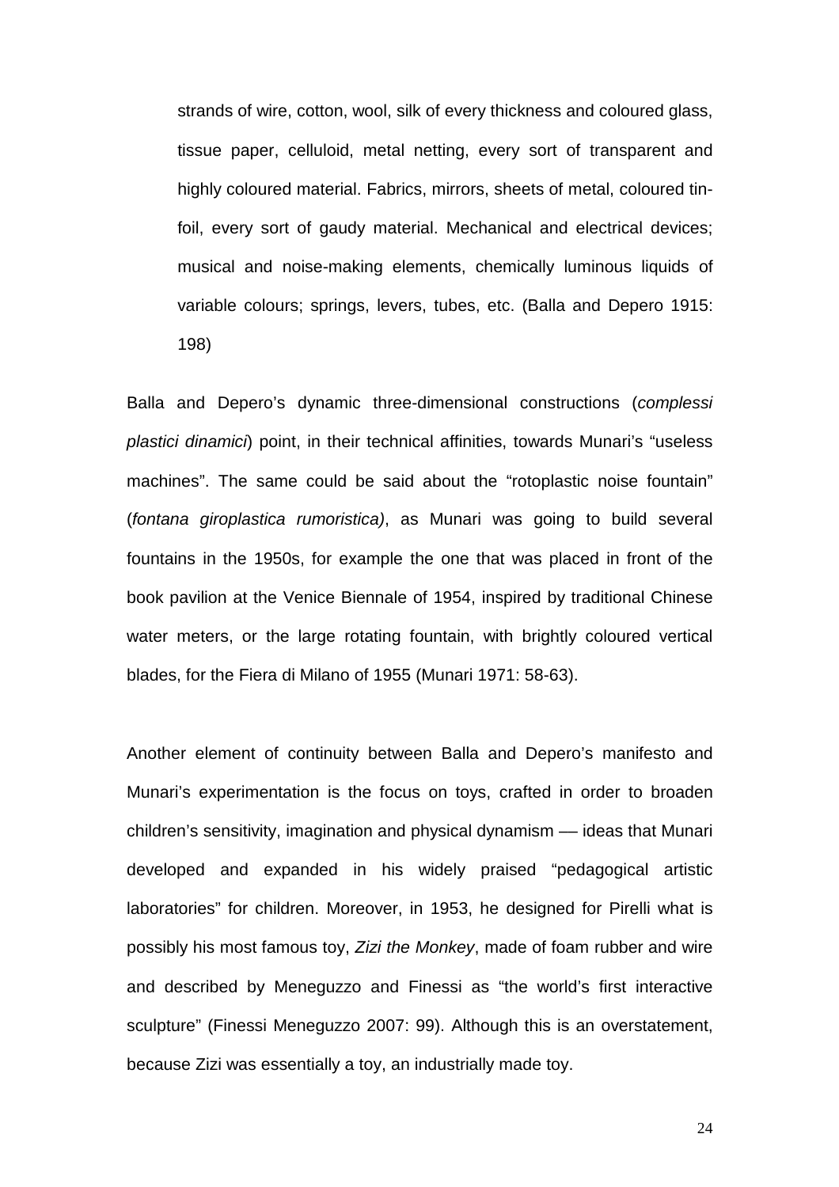> strands of wire, cotton, wool, silk of every thickness and coloured glass, tissue paper, celluloid, metal netting, every sort of transparent and highly coloured material. Fabrics, mirrors, sheets of metal, coloured tin-foil, every sort of gaudy material. Mechanical and electrical devices; musical and noise-making elements, chemically luminous liquids of variable colours; springs, levers, tubes, etc. (Balla and Depero 1915: 198)

Balla and Depero's dynamic three-dimensional constructions (*complessi plastici dinamici*) point, in their technical affinities, towards Munari's "useless machines". The same could be said about the "rotoplastic noise fountain" (*fontana giroplastica rumoristica)*, as Munari was going to build several fountains in the 1950s, for example the one that was placed in front of the book pavilion at the Venice Biennale of 1954, inspired by traditional Chinese water meters, or the large rotating fountain, with brightly coloured vertical blades, for the Fiera di Milano of 1955 (Munari 1971: 58-63).

Another element of continuity between Balla and Depero's manifesto and Munari's experimentation is the focus on toys, crafted in order to broaden children's sensitivity, imagination and physical dynamism — ideas that Munari developed and expanded in his widely praised "pedagogical artistic laboratories" for children. Moreover, in 1953, he designed for Pirelli what is possibly his most famous toy, *Zizi the Monkey*, made of foam rubber and wire and described by Meneguzzo and Finessi as "the world's first interactive sculpture" (Finessi Meneguzzo 2007: 99). Although this is an overstatement, because Zizi was essentially a toy, an industrially made toy.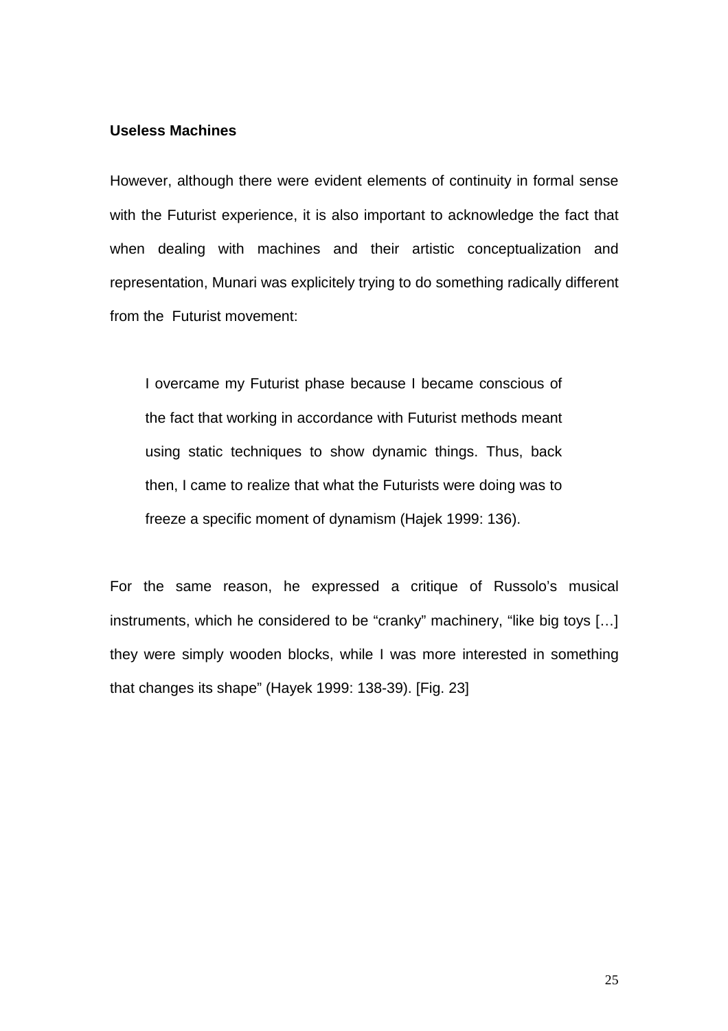**Useless Machines**

However, although there were evident elements of continuity in formal sense with the Futurist experience, it is also important to acknowledge the fact that when dealing with machines and their artistic conceptualization and representation, Munari was explicitely trying to do something radically different from the Futurist movement:

> I overcame my Futurist phase because I became conscious of the fact that working in accordance with Futurist methods meant using static techniques to show dynamic things. Thus, back then, I came to realize that what the Futurists were doing was to freeze a specific moment of dynamism (Hajek 1999: 136).

For the same reason, he expressed a critique of Russolo's musical instruments, which he considered to be "cranky" machinery, "like big toys […] they were simply wooden blocks, while I was more interested in something that changes its shape" (Hayek 1999: 138-39). [Fig. 23]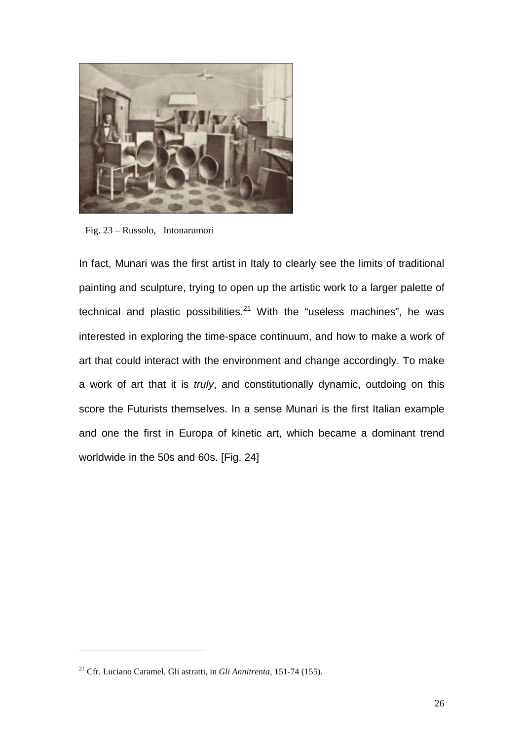Fig. 23 – Russolo, Intonarumori

In fact, Munari was the first artist in Italy to clearly see the limits of traditional painting and sculpture, trying to open up the artistic work to a larger palette of technical and plastic possibilities.[21] With the "useless machines", he was interested in exploring the time-space continuum, and how to make a work of art that could interact with the environment and change accordingly. To make a work of art that it is *truly*, and constitutionally dynamic, outdoing on this score the Futurists themselves. In a sense Munari is the first Italian example and one the first in Europa of kinetic art, which became a dominant trend worldwide in the 50s and 60s. [Fig. 24]

---

[21] Cfr. Luciano Caramel, Gli astratti, in *Gli Annitrenta*, 151-74 (155).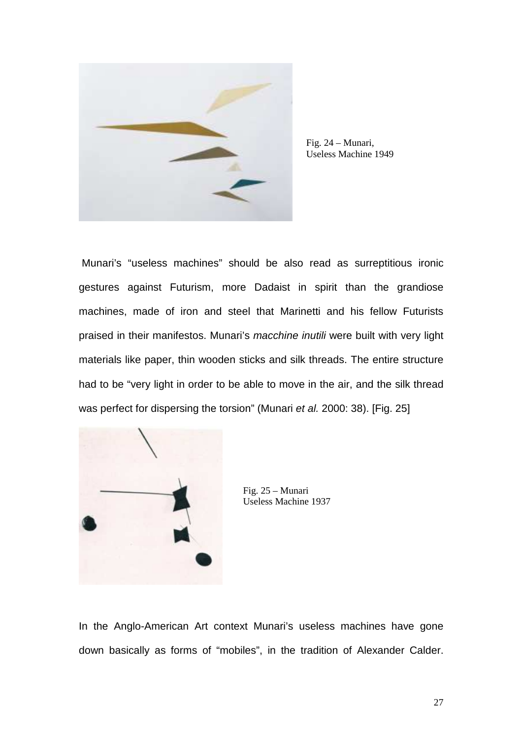Fig. 24 – Munari, Useless Machine 1949

Munari's "useless machines" should be also read as surreptitious ironic gestures against Futurism, more Dadaist in spirit than the grandiose machines, made of iron and steel that Marinetti and his fellow Futurists praised in their manifestos. Munari's *macchine inutili* were built with very light materials like paper, thin wooden sticks and silk threads. The entire structure had to be "very light in order to be able to move in the air, and the silk thread was perfect for dispersing the torsion" (Munari *et al.* 2000: 38). [Fig. 25]

Fig. 25 – Munari Useless Machine 1937

In the Anglo-American Art context Munari's useless machines have gone down basically as forms of "mobiles", in the tradition of Alexander Calder.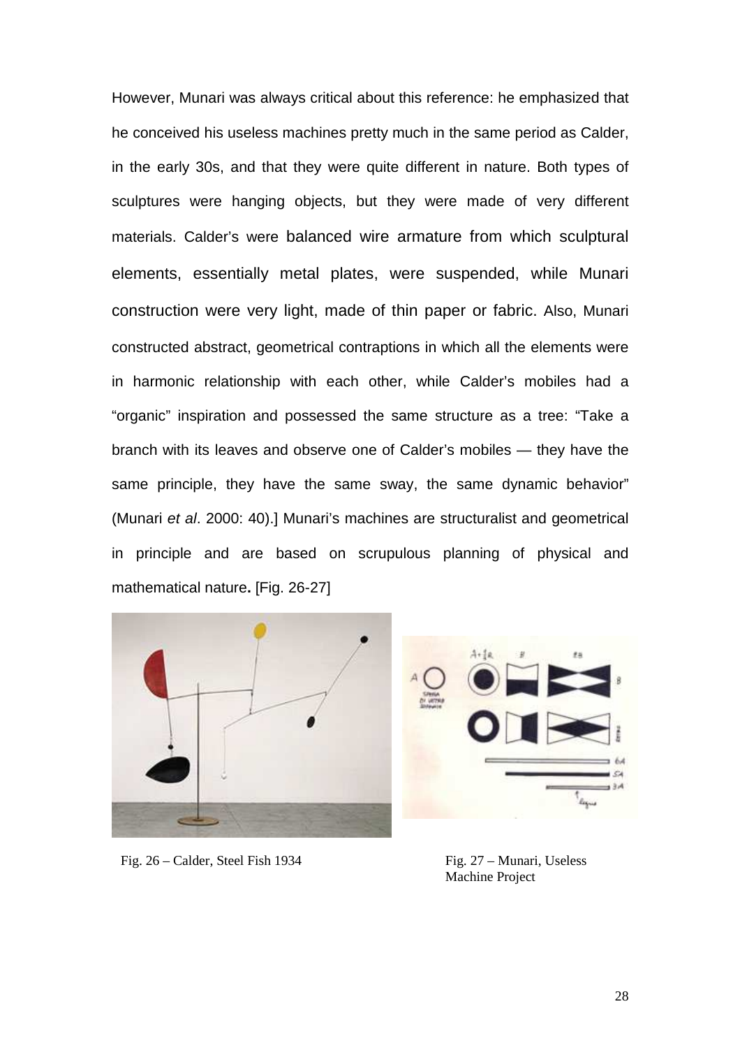However, Munari was always critical about this reference: he emphasized that he conceived his useless machines pretty much in the same period as Calder, in the early 30s, and that they were quite different in nature. Both types of sculptures were hanging objects, but they were made of very different materials. Calder's were balanced wire armature from which sculptural elements, essentially metal plates, were suspended, while Munari construction were very light, made of thin paper or fabric. Also, Munari constructed abstract, geometrical contraptions in which all the elements were in harmonic relationship with each other, while Calder's mobiles had a "organic" inspiration and possessed the same structure as a tree: "Take a branch with its leaves and observe one of Calder's mobiles — they have the same principle, they have the same sway, the same dynamic behavior" (Munari *et al*. 2000: 40).] Munari's machines are structuralist and geometrical in principle and are based on scrupulous planning of physical and mathematical nature**.** [Fig. 26-27]

Fig. 26 – Calder, Steel Fish 1934

Fig. 27 – Munari, Useless Machine Project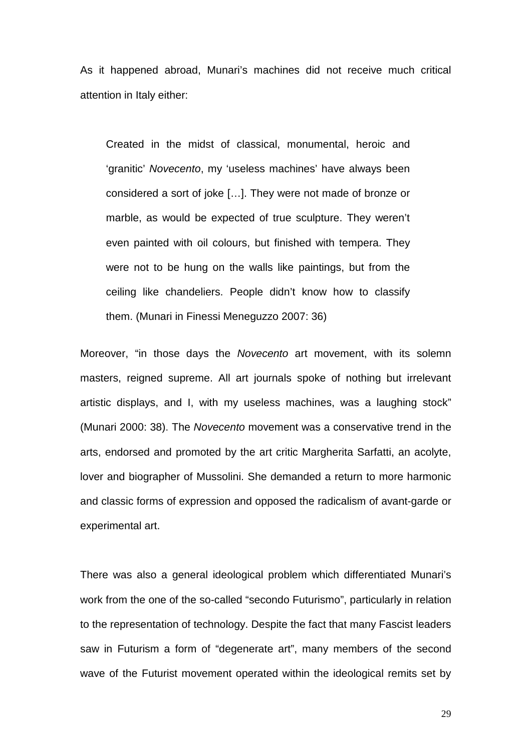As it happened abroad, Munari's machines did not receive much critical attention in Italy either:

> Created in the midst of classical, monumental, heroic and 'granitic' *Novecento*, my 'useless machines' have always been considered a sort of joke […]. They were not made of bronze or marble, as would be expected of true sculpture. They weren't even painted with oil colours, but finished with tempera. They were not to be hung on the walls like paintings, but from the ceiling like chandeliers. People didn't know how to classify them. (Munari in Finessi Meneguzzo 2007: 36)

Moreover, "in those days the *Novecento* art movement, with its solemn masters, reigned supreme. All art journals spoke of nothing but irrelevant artistic displays, and I, with my useless machines, was a laughing stock" (Munari 2000: 38). The *Novecento* movement was a conservative trend in the arts, endorsed and promoted by the art critic Margherita Sarfatti, an acolyte, lover and biographer of Mussolini. She demanded a return to more harmonic and classic forms of expression and opposed the radicalism of avant-garde or experimental art.

There was also a general ideological problem which differentiated Munari's work from the one of the so-called "secondo Futurismo", particularly in relation to the representation of technology. Despite the fact that many Fascist leaders saw in Futurism a form of "degenerate art", many members of the second wave of the Futurist movement operated within the ideological remits set by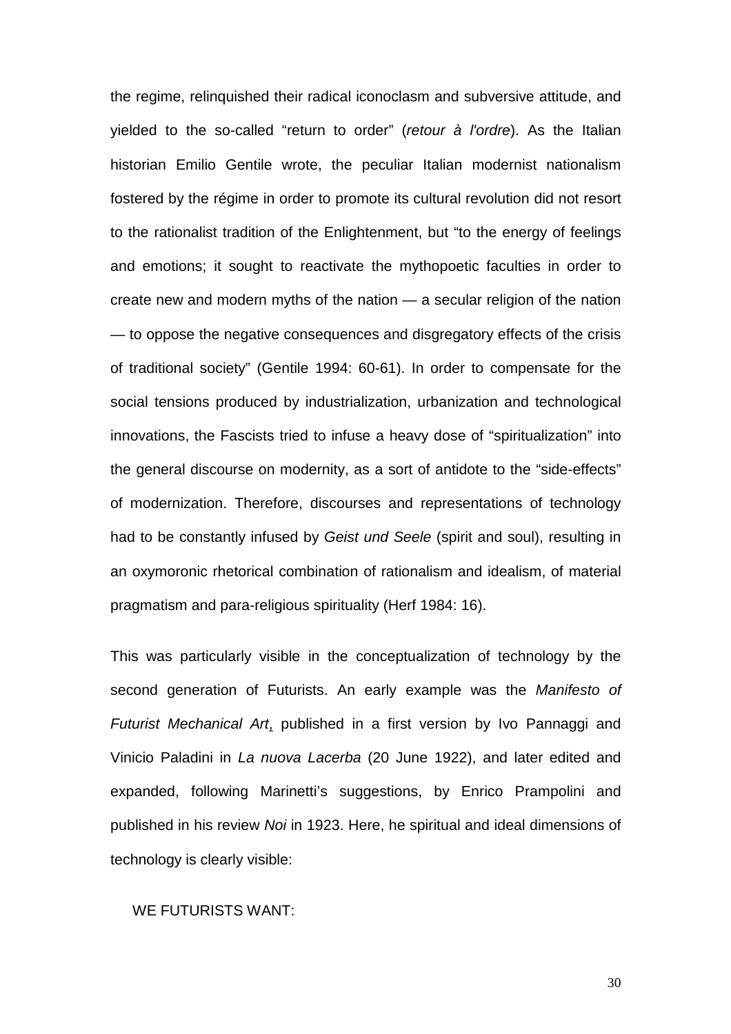the regime, relinquished their radical iconoclasm and subversive attitude, and yielded to the so-called "return to order" (*retour à l'ordre*). As the Italian historian Emilio Gentile wrote, the peculiar Italian modernist nationalism fostered by the régime in order to promote its cultural revolution did not resort to the rationalist tradition of the Enlightenment, but "to the energy of feelings and emotions; it sought to reactivate the mythopoetic faculties in order to create new and modern myths of the nation — a secular religion of the nation — to oppose the negative consequences and disgregatory effects of the crisis of traditional society" (Gentile 1994: 60-61). In order to compensate for the social tensions produced by industrialization, urbanization and technological innovations, the Fascists tried to infuse a heavy dose of "spiritualization" into the general discourse on modernity, as a sort of antidote to the "side-effects" of modernization. Therefore, discourses and representations of technology had to be constantly infused by *Geist und Seele* (spirit and soul), resulting in an oxymoronic rhetorical combination of rationalism and idealism, of material pragmatism and para-religious spirituality (Herf 1984: 16).

This was particularly visible in the conceptualization of technology by the second generation of Futurists. An early example was the *Manifesto of Futurist Mechanical Art*, published in a first version by Ivo Pannaggi and Vinicio Paladini in *La nuova Lacerba* (20 June 1922), and later edited and expanded, following Marinetti's suggestions, by Enrico Prampolini and published in his review *Noi* in 1923. Here, he spiritual and ideal dimensions of technology is clearly visible:

WE FUTURISTS WANT: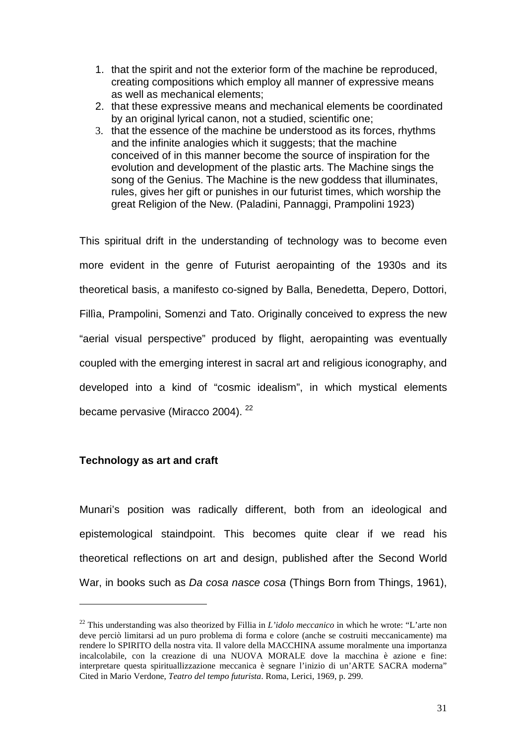1. that the spirit and not the exterior form of the machine be reproduced, creating compositions which employ all manner of expressive means as well as mechanical elements;
2. that these expressive means and mechanical elements be coordinated by an original lyrical canon, not a studied, scientific one;
3. that the essence of the machine be understood as its forces, rhythms and the infinite analogies which it suggests; that the machine conceived of in this manner become the source of inspiration for the evolution and development of the plastic arts. The Machine sings the song of the Genius. The Machine is the new goddess that illuminates, rules, gives her gift or punishes in our futurist times, which worship the great Religion of the New. (Paladini, Pannaggi, Prampolini 1923)

This spiritual drift in the understanding of technology was to become even more evident in the genre of Futurist aeropainting of the 1930s and its theoretical basis, a manifesto co-signed by Balla, Benedetta, Depero, Dottori, Fillìa, Prampolini, Somenzi and Tato. Originally conceived to express the new "aerial visual perspective" produced by flight, aeropainting was eventually coupled with the emerging interest in sacral art and religious iconography, and developed into a kind of "cosmic idealism", in which mystical elements became pervasive (Miracco 2004). [22]

### Technology as art and craft

Munari's position was radically different, both from an ideological and epistemological staindpoint. This becomes quite clear if we read his theoretical reflections on art and design, published after the Second World War, in books such as *Da cosa nasce cosa* (Things Born from Things, 1961),

---

[22] This understanding was also theorized by Fillia in *L'idolo meccanico* in which he wrote: "L'arte non deve perciò limitarsi ad un puro problema di forma e colore (anche se costruiti meccanicamente) ma rendere lo SPIRITO della nostra vita. Il valore della MACCHINA assume moralmente una importanza incalcolabile, con la creazione di una NUOVA MORALE dove la macchina è azione e fine: interpretare questa spirituallizzazione meccanica è segnare l'inizio di un'ARTE SACRA moderna" Cited in Mario Verdone, *Teatro del tempo futurista*. Roma, Lerici, 1969, p. 299.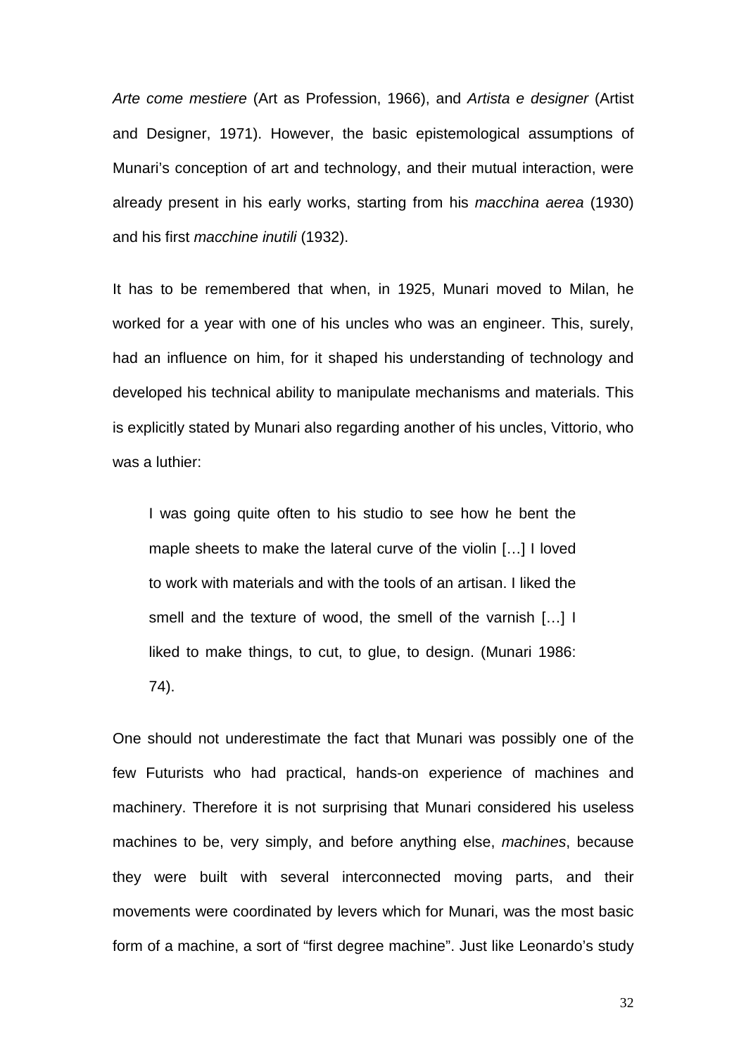*Arte come mestiere* (Art as Profession, 1966), and *Artista e designer* (Artist and Designer, 1971). However, the basic epistemological assumptions of Munari's conception of art and technology, and their mutual interaction, were already present in his early works, starting from his *macchina aerea* (1930) and his first *macchine inutili* (1932).

It has to be remembered that when, in 1925, Munari moved to Milan, he worked for a year with one of his uncles who was an engineer. This, surely, had an influence on him, for it shaped his understanding of technology and developed his technical ability to manipulate mechanisms and materials. This is explicitly stated by Munari also regarding another of his uncles, Vittorio, who was a luthier:

> I was going quite often to his studio to see how he bent the maple sheets to make the lateral curve of the violin […] I loved to work with materials and with the tools of an artisan. I liked the smell and the texture of wood, the smell of the varnish […] I liked to make things, to cut, to glue, to design. (Munari 1986: 74).

One should not underestimate the fact that Munari was possibly one of the few Futurists who had practical, hands-on experience of machines and machinery. Therefore it is not surprising that Munari considered his useless machines to be, very simply, and before anything else, *machines*, because they were built with several interconnected moving parts, and their movements were coordinated by levers which for Munari, was the most basic form of a machine, a sort of "first degree machine". Just like Leonardo's study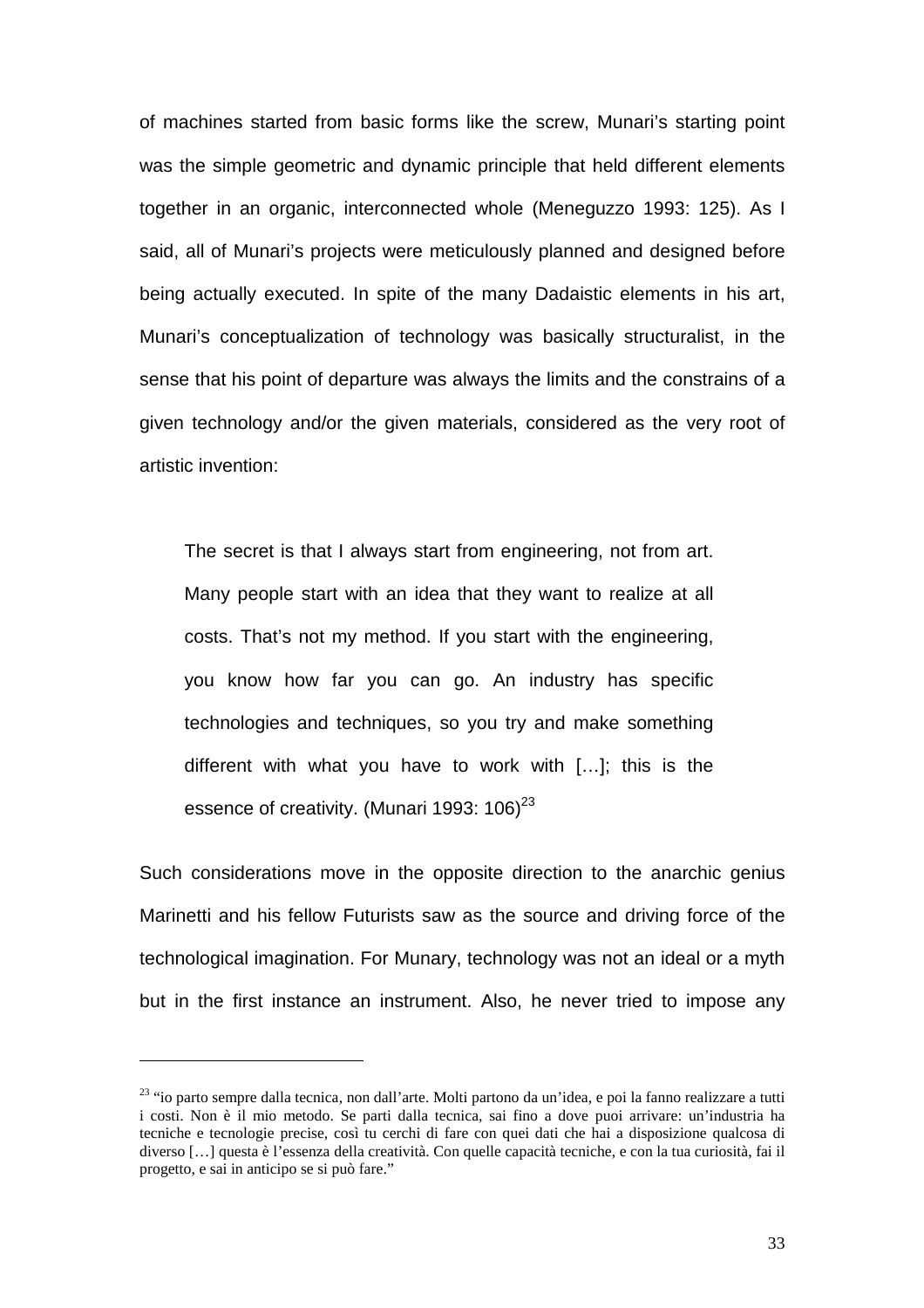of machines started from basic forms like the screw, Munari's starting point was the simple geometric and dynamic principle that held different elements together in an organic, interconnected whole (Meneguzzo 1993: 125). As I said, all of Munari's projects were meticulously planned and designed before being actually executed. In spite of the many Dadaistic elements in his art, Munari's conceptualization of technology was basically structuralist, in the sense that his point of departure was always the limits and the constrains of a given technology and/or the given materials, considered as the very root of artistic invention:

> The secret is that I always start from engineering, not from art. Many people start with an idea that they want to realize at all costs. That's not my method. If you start with the engineering, you know how far you can go. An industry has specific technologies and techniques, so you try and make something different with what you have to work with […]; this is the essence of creativity. (Munari 1993: 106)[23]

Such considerations move in the opposite direction to the anarchic genius Marinetti and his fellow Futurists saw as the source and driving force of the technological imagination. For Munary, technology was not an ideal or a myth but in the first instance an instrument. Also, he never tried to impose any

---

[23] "io parto sempre dalla tecnica, non dall'arte. Molti partono da un'idea, e poi la fanno realizzare a tutti i costi. Non è il mio metodo. Se parti dalla tecnica, sai fino a dove puoi arrivare: un'industria ha tecniche e tecnologie precise, così tu cerchi di fare con quei dati che hai a disposizione qualcosa di diverso […] questa è l'essenza della creatività. Con quelle capacità tecniche, e con la tua curiosità, fai il progetto, e sai in anticipo se si può fare."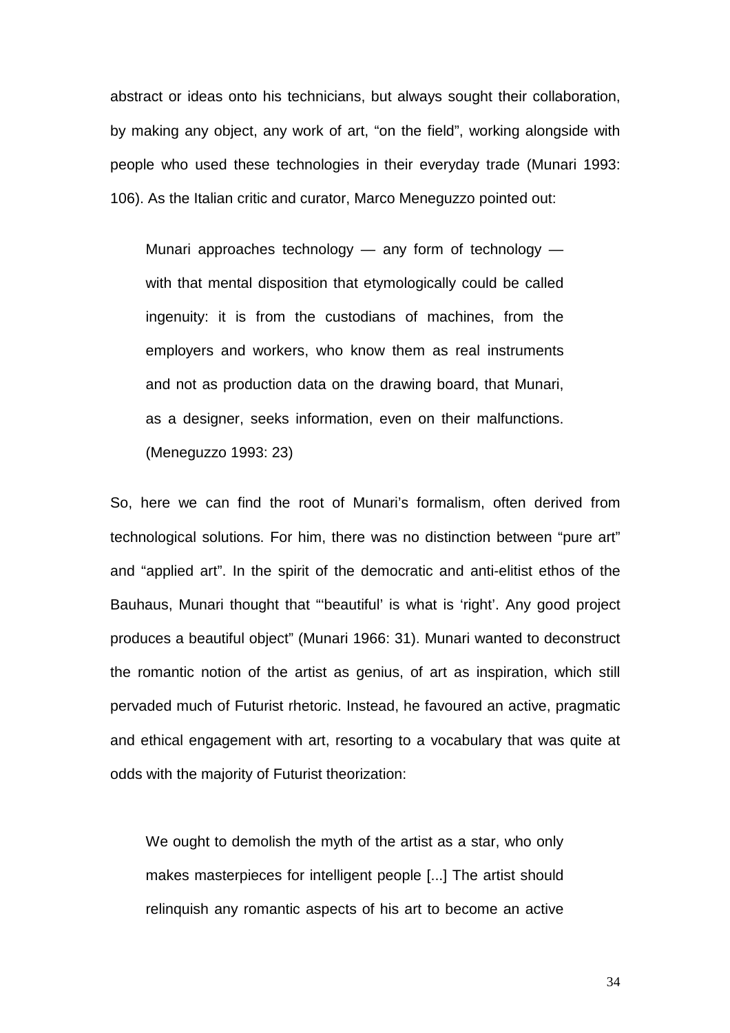abstract or ideas onto his technicians, but always sought their collaboration, by making any object, any work of art, "on the field", working alongside with people who used these technologies in their everyday trade (Munari 1993: 106). As the Italian critic and curator, Marco Meneguzzo pointed out:

> Munari approaches technology — any form of technology — with that mental disposition that etymologically could be called ingenuity: it is from the custodians of machines, from the employers and workers, who know them as real instruments and not as production data on the drawing board, that Munari, as a designer, seeks information, even on their malfunctions. (Meneguzzo 1993: 23)

So, here we can find the root of Munari's formalism, often derived from technological solutions. For him, there was no distinction between "pure art" and "applied art". In the spirit of the democratic and anti-elitist ethos of the Bauhaus, Munari thought that "'beautiful' is what is 'right'. Any good project produces a beautiful object" (Munari 1966: 31). Munari wanted to deconstruct the romantic notion of the artist as genius, of art as inspiration, which still pervaded much of Futurist rhetoric. Instead, he favoured an active, pragmatic and ethical engagement with art, resorting to a vocabulary that was quite at odds with the majority of Futurist theorization:

> We ought to demolish the myth of the artist as a star, who only makes masterpieces for intelligent people [...] The artist should relinquish any romantic aspects of his art to become an active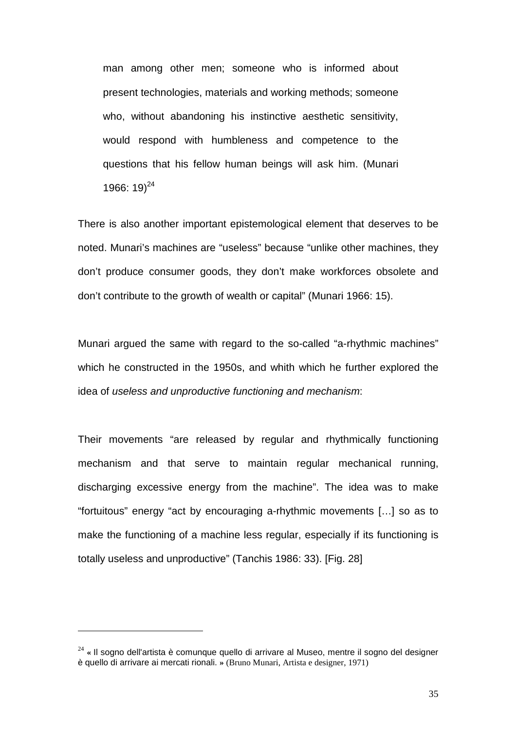> man among other men; someone who is informed about present technologies, materials and working methods; someone who, without abandoning his instinctive aesthetic sensitivity, would respond with humbleness and competence to the questions that his fellow human beings will ask him. (Munari 1966: 19)[24]

There is also another important epistemological element that deserves to be noted. Munari's machines are "useless" because "unlike other machines, they don't produce consumer goods, they don't make workforces obsolete and don't contribute to the growth of wealth or capital" (Munari 1966: 15).

Munari argued the same with regard to the so-called "a-rhythmic machines" which he constructed in the 1950s, and whith which he further explored the idea of *useless and unproductive functioning and mechanism*:

Their movements "are released by regular and rhythmically functioning mechanism and that serve to maintain regular mechanical running, discharging excessive energy from the machine". The idea was to make "fortuitous" energy "act by encouraging a-rhythmic movements […] so as to make the functioning of a machine less regular, especially if its functioning is totally useless and unproductive" (Tanchis 1986: 33). [Fig. 28]

---

[24] « Il sogno dell'artista è comunque quello di arrivare al Museo, mentre il sogno del designer è quello di arrivare ai mercati rionali. » (Bruno Munari, Artista e designer, 1971)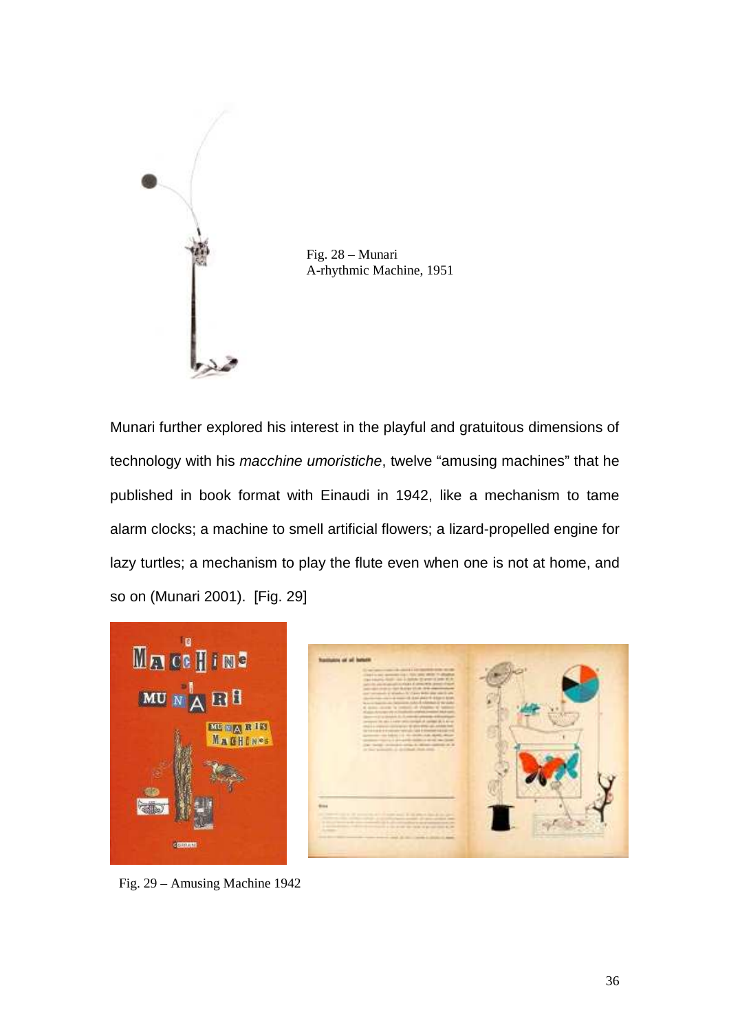Fig. 28 – Munari
A-rhythmic Machine, 1951

Munari further explored his interest in the playful and gratuitous dimensions of technology with his *macchine umoristiche*, twelve “amusing machines” that he published in book format with Einaudi in 1942, like a mechanism to tame alarm clocks; a machine to smell artificial flowers; a lizard-propelled engine for lazy turtles; a mechanism to play the flute even when one is not at home, and so on (Munari 2001). [Fig. 29]

Fig. 29 – Amusing Machine 1942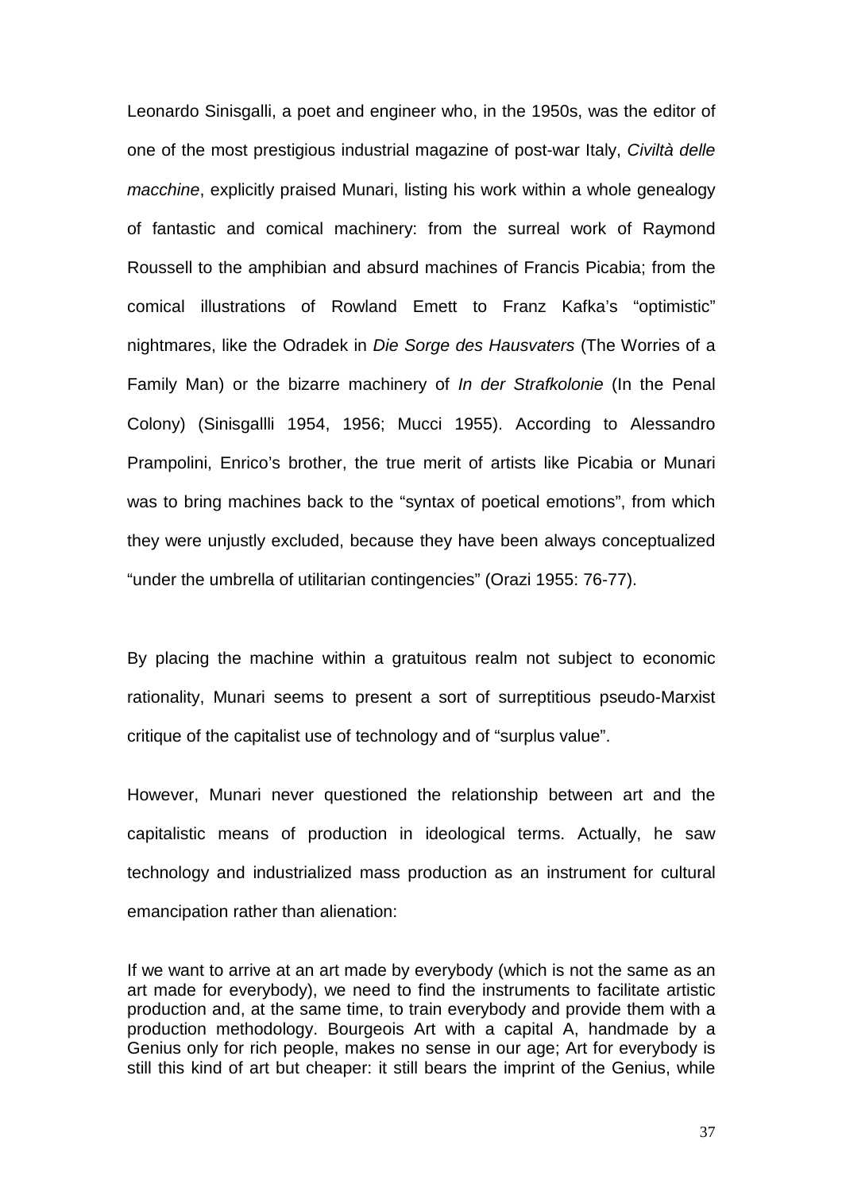Leonardo Sinisgalli, a poet and engineer who, in the 1950s, was the editor of one of the most prestigious industrial magazine of post-war Italy, *Civiltà delle macchine*, explicitly praised Munari, listing his work within a whole genealogy of fantastic and comical machinery: from the surreal work of Raymond Roussell to the amphibian and absurd machines of Francis Picabia; from the comical illustrations of Rowland Emett to Franz Kafka's "optimistic" nightmares, like the Odradek in *Die Sorge des Hausvaters* (The Worries of a Family Man) or the bizarre machinery of *In der Strafkolonie* (In the Penal Colony) (Sinisgallli 1954, 1956; Mucci 1955). According to Alessandro Prampolini, Enrico's brother, the true merit of artists like Picabia or Munari was to bring machines back to the "syntax of poetical emotions", from which they were unjustly excluded, because they have been always conceptualized "under the umbrella of utilitarian contingencies" (Orazi 1955: 76-77).

By placing the machine within a gratuitous realm not subject to economic rationality, Munari seems to present a sort of surreptitious pseudo-Marxist critique of the capitalist use of technology and of "surplus value".

However, Munari never questioned the relationship between art and the capitalistic means of production in ideological terms. Actually, he saw technology and industrialized mass production as an instrument for cultural emancipation rather than alienation:

> If we want to arrive at an art made by everybody (which is not the same as an art made for everybody), we need to find the instruments to facilitate artistic production and, at the same time, to train everybody and provide them with a production methodology. Bourgeois Art with a capital A, handmade by a Genius only for rich people, makes no sense in our age; Art for everybody is still this kind of art but cheaper: it still bears the imprint of the Genius, while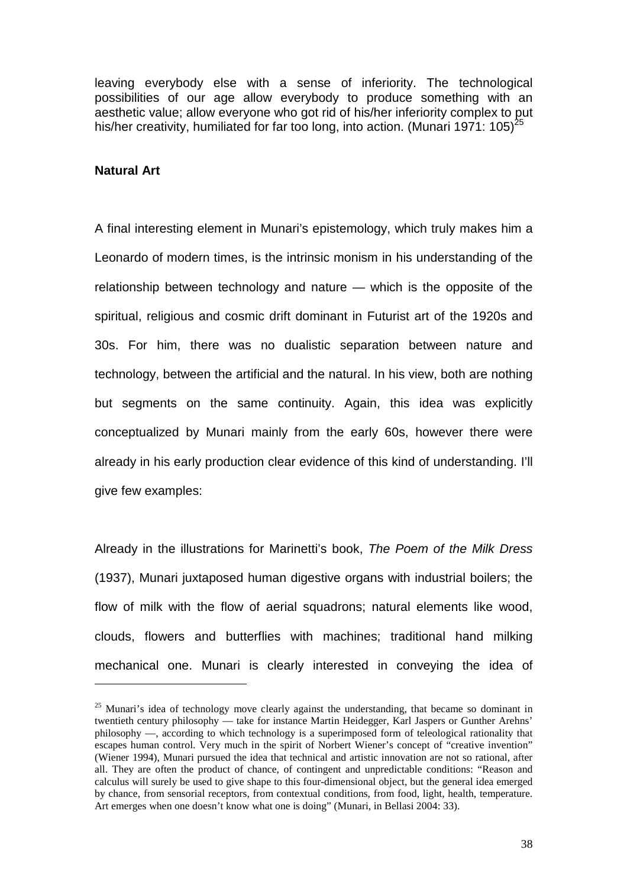leaving everybody else with a sense of inferiority. The technological possibilities of our age allow everybody to produce something with an aesthetic value; allow everyone who got rid of his/her inferiority complex to put his/her creativity, humiliated for far too long, into action. (Munari 1971: 105)[25]

**Natural Art**

A final interesting element in Munari's epistemology, which truly makes him a Leonardo of modern times, is the intrinsic monism in his understanding of the relationship between technology and nature — which is the opposite of the spiritual, religious and cosmic drift dominant in Futurist art of the 1920s and 30s. For him, there was no dualistic separation between nature and technology, between the artificial and the natural. In his view, both are nothing but segments on the same continuity. Again, this idea was explicitly conceptualized by Munari mainly from the early 60s, however there were already in his early production clear evidence of this kind of understanding. I'll give few examples:

Already in the illustrations for Marinetti's book, *The Poem of the Milk Dress* (1937), Munari juxtaposed human digestive organs with industrial boilers; the flow of milk with the flow of aerial squadrons; natural elements like wood, clouds, flowers and butterflies with machines; traditional hand milking mechanical one. Munari is clearly interested in conveying the idea of

---

[25] Munari's idea of technology move clearly against the understanding, that became so dominant in twentieth century philosophy — take for instance Martin Heidegger, Karl Jaspers or Gunther Arehns' philosophy —, according to which technology is a superimposed form of teleological rationality that escapes human control. Very much in the spirit of Norbert Wiener's concept of "creative invention" (Wiener 1994), Munari pursued the idea that technical and artistic innovation are not so rational, after all. They are often the product of chance, of contingent and unpredictable conditions: "Reason and calculus will surely be used to give shape to this four-dimensional object, but the general idea emerged by chance, from sensorial receptors, from contextual conditions, from food, light, health, temperature. Art emerges when one doesn't know what one is doing" (Munari, in Bellasi 2004: 33).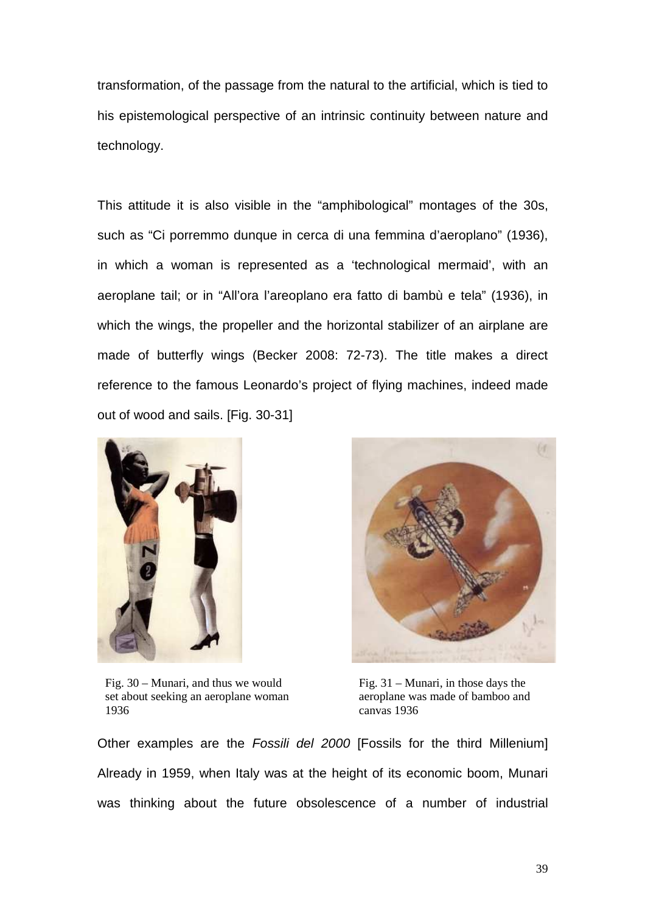transformation, of the passage from the natural to the artificial, which is tied to his epistemological perspective of an intrinsic continuity between nature and technology.

This attitude it is also visible in the “amphibological” montages of the 30s, such as “Ci porremmo dunque in cerca di una femmina d’aeroplano” (1936), in which a woman is represented as a ‘technological mermaid’, with an aeroplane tail; or in “All’ora l’areoplano era fatto di bambù e tela” (1936), in which the wings, the propeller and the horizontal stabilizer of an airplane are made of butterfly wings (Becker 2008: 72-73). The title makes a direct reference to the famous Leonardo’s project of flying machines, indeed made out of wood and sails. [Fig. 30-31]

Fig. 30 – Munari, and thus we would set about seeking an aeroplane woman 1936

Fig. 31 – Munari, in those days the aeroplane was made of bamboo and canvas 1936

Other examples are the *Fossili del 2000* [Fossils for the third Millenium] Already in 1959, when Italy was at the height of its economic boom, Munari was thinking about the future obsolescence of a number of industrial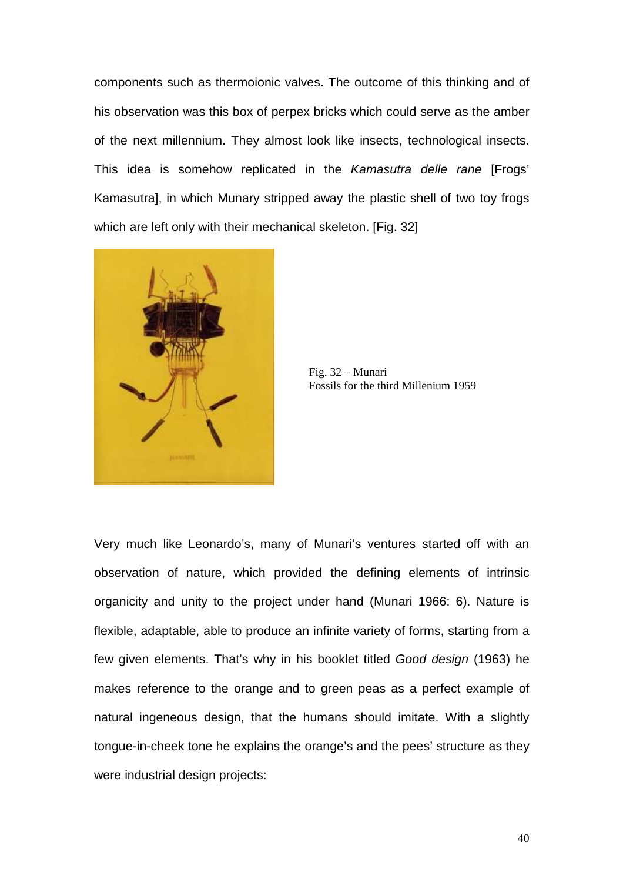components such as thermoionic valves. The outcome of this thinking and of his observation was this box of perpex bricks which could serve as the amber of the next millennium. They almost look like insects, technological insects. This idea is somehow replicated in the *Kamasutra delle rane* [Frogs' Kamasutra], in which Munary stripped away the plastic shell of two toy frogs which are left only with their mechanical skeleton. [Fig. 32]

Fig. 32 – Munari
Fossils for the third Millenium 1959

Very much like Leonardo's, many of Munari's ventures started off with an observation of nature, which provided the defining elements of intrinsic organicity and unity to the project under hand (Munari 1966: 6). Nature is flexible, adaptable, able to produce an infinite variety of forms, starting from a few given elements. That's why in his booklet titled *Good design* (1963) he makes reference to the orange and to green peas as a perfect example of natural ingeneous design, that the humans should imitate. With a slightly tongue-in-cheek tone he explains the orange's and the pees' structure as they were industrial design projects: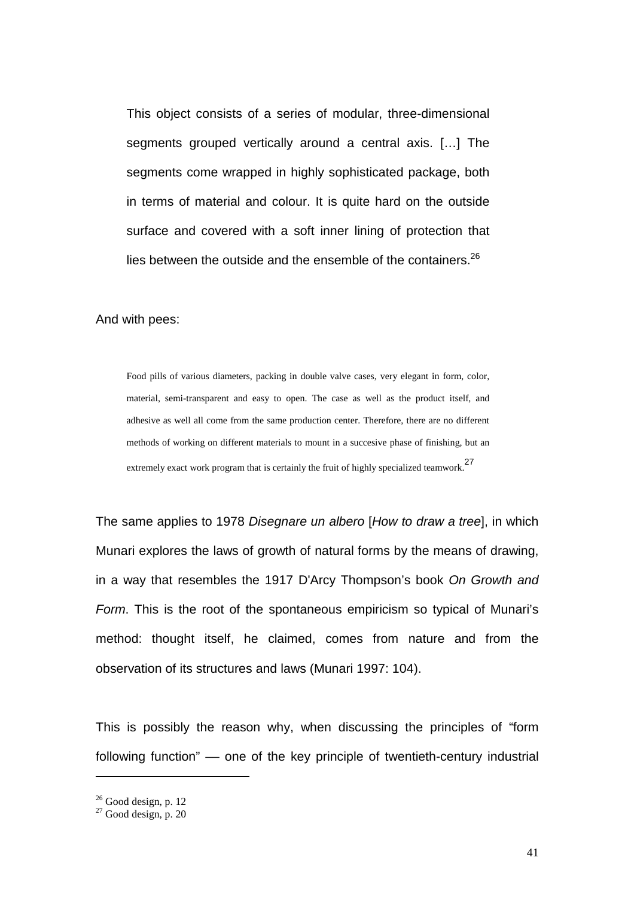> This object consists of a series of modular, three-dimensional segments grouped vertically around a central axis. […] The segments come wrapped in highly sophisticated package, both in terms of material and colour. It is quite hard on the outside surface and covered with a soft inner lining of protection that lies between the outside and the ensemble of the containers.[26]

And with pees:

> Food pills of various diameters, packing in double valve cases, very elegant in form, color, material, semi-transparent and easy to open. The case as well as the product itself, and adhesive as well all come from the same production center. Therefore, there are no different methods of working on different materials to mount in a succesive phase of finishing, but an extremely exact work program that is certainly the fruit of highly specialized teamwork.[27]

The same applies to 1978 *Disegnare un albero* [*How to draw a tree*], in which Munari explores the laws of growth of natural forms by the means of drawing, in a way that resembles the 1917 D'Arcy Thompson's book *On Growth and Form*. This is the root of the spontaneous empiricism so typical of Munari's method: thought itself, he claimed, comes from nature and from the observation of its structures and laws (Munari 1997: 104).

This is possibly the reason why, when discussing the principles of "form following function" — one of the key principle of twentieth-century industrial

---

[26] Good design, p. 12

[27] Good design, p. 20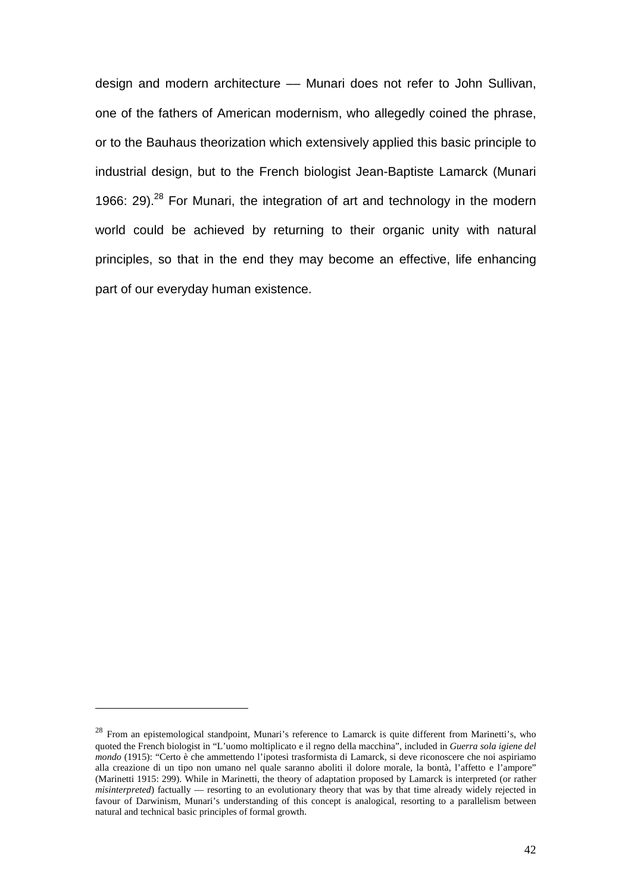design and modern architecture –– Munari does not refer to John Sullivan, one of the fathers of American modernism, who allegedly coined the phrase, or to the Bauhaus theorization which extensively applied this basic principle to industrial design, but to the French biologist Jean-Baptiste Lamarck (Munari 1966: 29).[28] For Munari, the integration of art and technology in the modern world could be achieved by returning to their organic unity with natural principles, so that in the end they may become an effective, life enhancing part of our everyday human existence.

---

[28] From an epistemological standpoint, Munari's reference to Lamarck is quite different from Marinetti's, who quoted the French biologist in "L'uomo moltiplicato e il regno della macchina", included in *Guerra sola igiene del mondo* (1915): "Certo è che ammettendo l'ipotesi trasformista di Lamarck, si deve riconoscere che noi aspiriamo alla creazione di un tipo non umano nel quale saranno aboliti il dolore morale, la bontà, l'affetto e l'ampore" (Marinetti 1915: 299). While in Marinetti, the theory of adaptation proposed by Lamarck is interpreted (or rather *misinterpreted*) factually — resorting to an evolutionary theory that was by that time already widely rejected in favour of Darwinism, Munari's understanding of this concept is analogical, resorting to a parallelism between natural and technical basic principles of formal growth.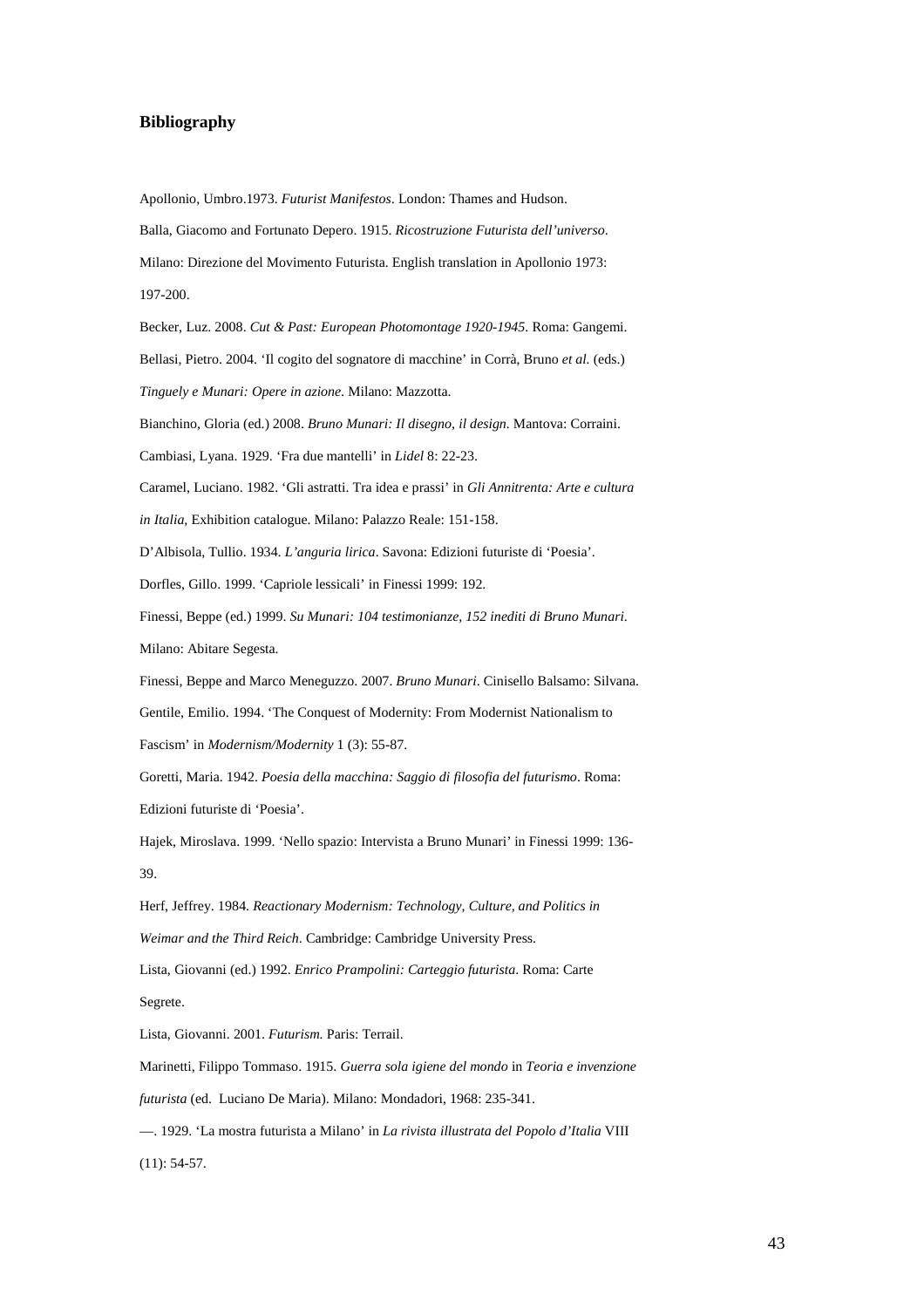# Bibliography

Apollonio, Umbro.1973. *Futurist Manifestos*. London: Thames and Hudson.

Balla, Giacomo and Fortunato Depero. 1915. *Ricostruzione Futurista dell'universo*. Milano: Direzione del Movimento Futurista. English translation in Apollonio 1973: 197-200.

Becker, Luz. 2008. *Cut & Past: European Photomontage 1920-1945*. Roma: Gangemi.

Bellasi, Pietro. 2004. 'Il cogito del sognatore di macchine' in Corrà, Bruno *et al.* (eds.) *Tinguely e Munari: Opere in azione*. Milano: Mazzotta.

Bianchino, Gloria (ed.) 2008. *Bruno Munari: Il disegno, il design*. Mantova: Corraini.

Cambiasi, Lyana. 1929. 'Fra due mantelli' in *Lidel* 8: 22-23.

Caramel, Luciano. 1982. 'Gli astratti. Tra idea e prassi' in *Gli Annitrenta: Arte e cultura in Italia*, Exhibition catalogue. Milano: Palazzo Reale: 151-158.

D'Albisola, Tullio. 1934. *L'anguria lirica*. Savona: Edizioni futuriste di 'Poesia'.

Dorfles, Gillo. 1999. 'Capriole lessicali' in Finessi 1999: 192.

Finessi, Beppe (ed.) 1999. *Su Munari: 104 testimonianze, 152 inediti di Bruno Munari*. Milano: Abitare Segesta.

Finessi, Beppe and Marco Meneguzzo. 2007. *Bruno Munari*. Cinisello Balsamo: Silvana.

Gentile, Emilio. 1994. 'The Conquest of Modernity: From Modernist Nationalism to Fascism' in *Modernism/Modernity* 1 (3): 55-87.

Goretti, Maria. 1942. *Poesia della macchina: Saggio di filosofia del futurismo*. Roma: Edizioni futuriste di 'Poesia'.

Hajek, Miroslava. 1999. 'Nello spazio: Intervista a Bruno Munari' in Finessi 1999: 136-39.

Herf, Jeffrey. 1984. *Reactionary Modernism: Technology, Culture, and Politics in Weimar and the Third Reich*. Cambridge: Cambridge University Press.

Lista, Giovanni (ed.) 1992. *Enrico Prampolini: Carteggio futurista*. Roma: Carte Segrete.

Lista, Giovanni. 2001. *Futurism.* Paris: Terrail.

Marinetti, Filippo Tommaso. 1915. *Guerra sola igiene del mondo* in *Teoria e invenzione futurista* (ed. Luciano De Maria). Milano: Mondadori, 1968: 235-341.

—. 1929. 'La mostra futurista a Milano' in *La rivista illustrata del Popolo d'Italia* VIII (11): 54-57.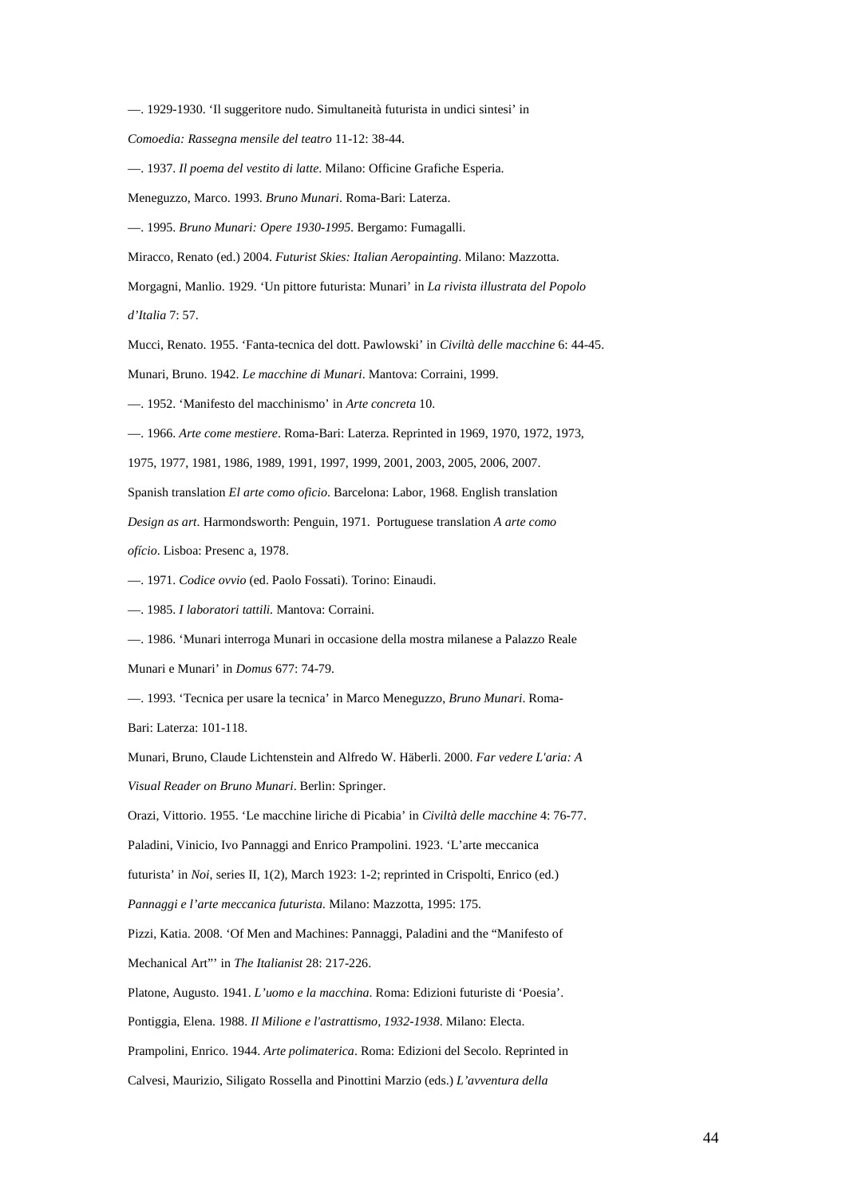—. 1929-1930. 'Il suggeritore nudo. Simultaneità futurista in undici sintesi' in *Comoedia: Rassegna mensile del teatro* 11-12: 38-44.

—. 1937. *Il poema del vestito di latte*. Milano: Officine Grafiche Esperia.

Meneguzzo, Marco. 1993. *Bruno Munari*. Roma-Bari: Laterza.

—. 1995. *Bruno Munari: Opere 1930-1995*. Bergamo: Fumagalli.

Miracco, Renato (ed.) 2004. *Futurist Skies: Italian Aeropainting*. Milano: Mazzotta.

Morgagni, Manlio. 1929. 'Un pittore futurista: Munari' in *La rivista illustrata del Popolo d'Italia* 7: 57.

Mucci, Renato. 1955. 'Fanta-tecnica del dott. Pawlowski' in *Civiltà delle macchine* 6: 44-45.

Munari, Bruno. 1942. *Le macchine di Munari*. Mantova: Corraini, 1999.

—. 1952. 'Manifesto del macchinismo' in *Arte concreta* 10.

—. 1966. *Arte come mestiere*. Roma-Bari: Laterza. Reprinted in 1969, 1970, 1972, 1973, 1975, 1977, 1981, 1986, 1989, 1991, 1997, 1999, 2001, 2003, 2005, 2006, 2007. Spanish translation *El arte como oficio*. Barcelona: Labor, 1968. English translation *Design as art*. Harmondsworth: Penguin, 1971. Portuguese translation *A arte como ofício*. Lisboa: Presenc a, 1978.

—. 1971. *Codice ovvio* (ed. Paolo Fossati). Torino: Einaudi.

—. 1985. *I laboratori tattili.* Mantova: Corraini.

—. 1986. 'Munari interroga Munari in occasione della mostra milanese a Palazzo Reale Munari e Munari' in *Domus* 677: 74-79.

—. 1993. 'Tecnica per usare la tecnica' in Marco Meneguzzo, *Bruno Munari*. Roma-Bari: Laterza: 101-118.

Munari, Bruno, Claude Lichtenstein and Alfredo W. Häberli. 2000. *Far vedere L'aria: A Visual Reader on Bruno Munari*. Berlin: Springer.

Orazi, Vittorio. 1955. 'Le macchine liriche di Picabia' in *Civiltà delle macchine* 4: 76-77.

Paladini, Vinicio, Ivo Pannaggi and Enrico Prampolini. 1923. 'L'arte meccanica futurista' in *Noi*, series II, 1(2), March 1923: 1-2; reprinted in Crispolti, Enrico (ed.) *Pannaggi e l'arte meccanica futurista*. Milano: Mazzotta, 1995: 175.

Pizzi, Katia. 2008. 'Of Men and Machines: Pannaggi, Paladini and the "Manifesto of Mechanical Art"' in *The Italianist* 28: 217-226.

Platone, Augusto. 1941. *L'uomo e la macchina*. Roma: Edizioni futuriste di 'Poesia'.

Pontiggia, Elena. 1988. *Il Milione e l'astrattismo, 1932-1938*. Milano: Electa.

Prampolini, Enrico. 1944. *Arte polimaterica*. Roma: Edizioni del Secolo. Reprinted in Calvesi, Maurizio, Siligato Rossella and Pinottini Marzio (eds.) *L'avventura della*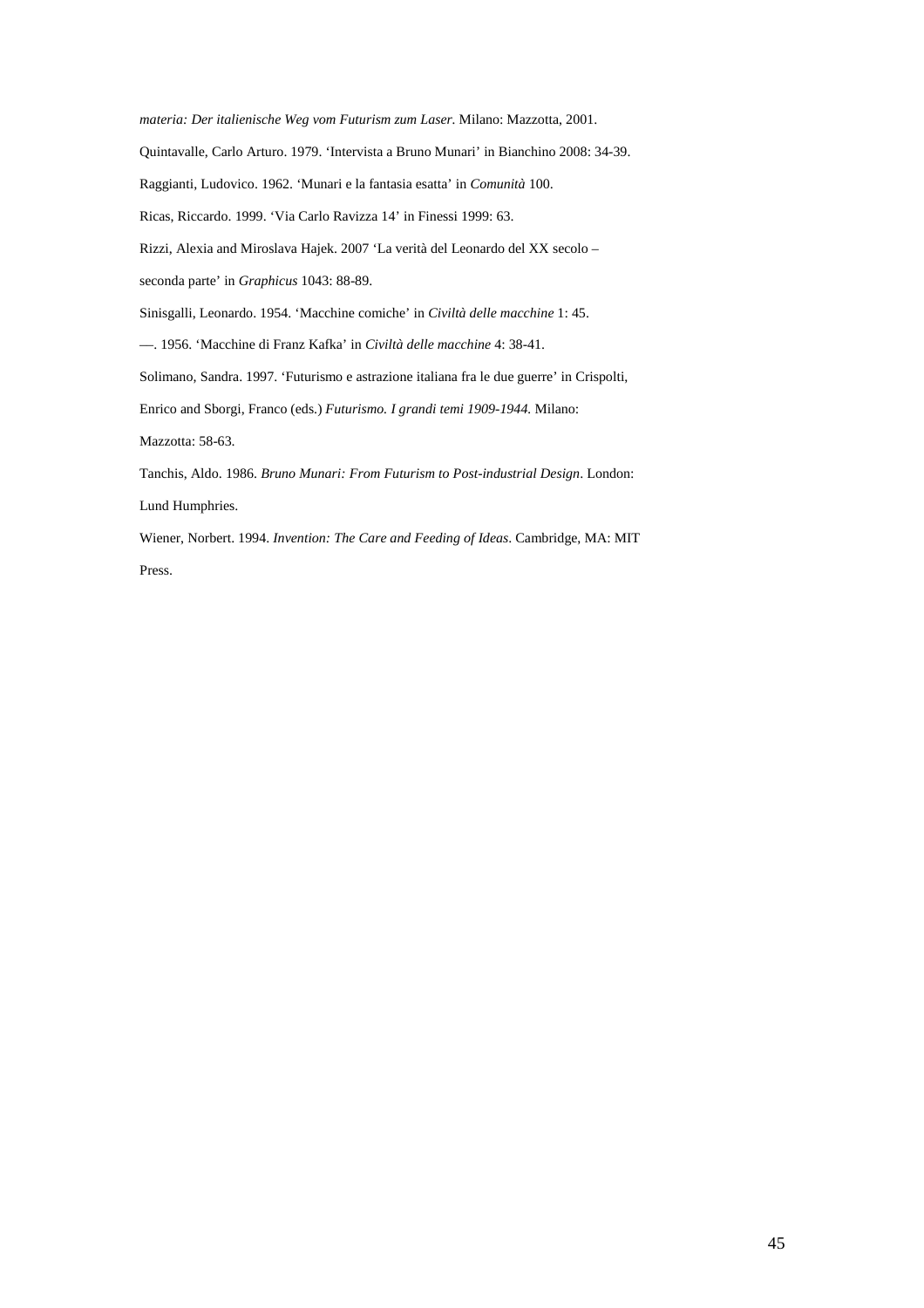*materia: Der italienische Weg vom Futurism zum Laser*. Milano: Mazzotta, 2001.

Quintavalle, Carlo Arturo. 1979. 'Intervista a Bruno Munari' in Bianchino 2008: 34-39.

Raggianti, Ludovico. 1962. 'Munari e la fantasia esatta' in *Comunità* 100.

Ricas, Riccardo. 1999. 'Via Carlo Ravizza 14' in Finessi 1999: 63.

Rizzi, Alexia and Miroslava Hajek. 2007 'La verità del Leonardo del XX secolo – seconda parte' in *Graphicus* 1043: 88-89.

Sinisgalli, Leonardo. 1954. 'Macchine comiche' in *Civiltà delle macchine* 1: 45.

—. 1956. 'Macchine di Franz Kafka' in *Civiltà delle macchine* 4: 38-41.

Solimano, Sandra. 1997. 'Futurismo e astrazione italiana fra le due guerre' in Crispolti, Enrico and Sborgi, Franco (eds.) *Futurismo. I grandi temi 1909-1944.* Milano: Mazzotta: 58-63.

Tanchis, Aldo. 1986. *Bruno Munari: From Futurism to Post-industrial Design*. London: Lund Humphries.

Wiener, Norbert. 1994. *Invention: The Care and Feeding of Ideas*. Cambridge, MA: MIT Press.